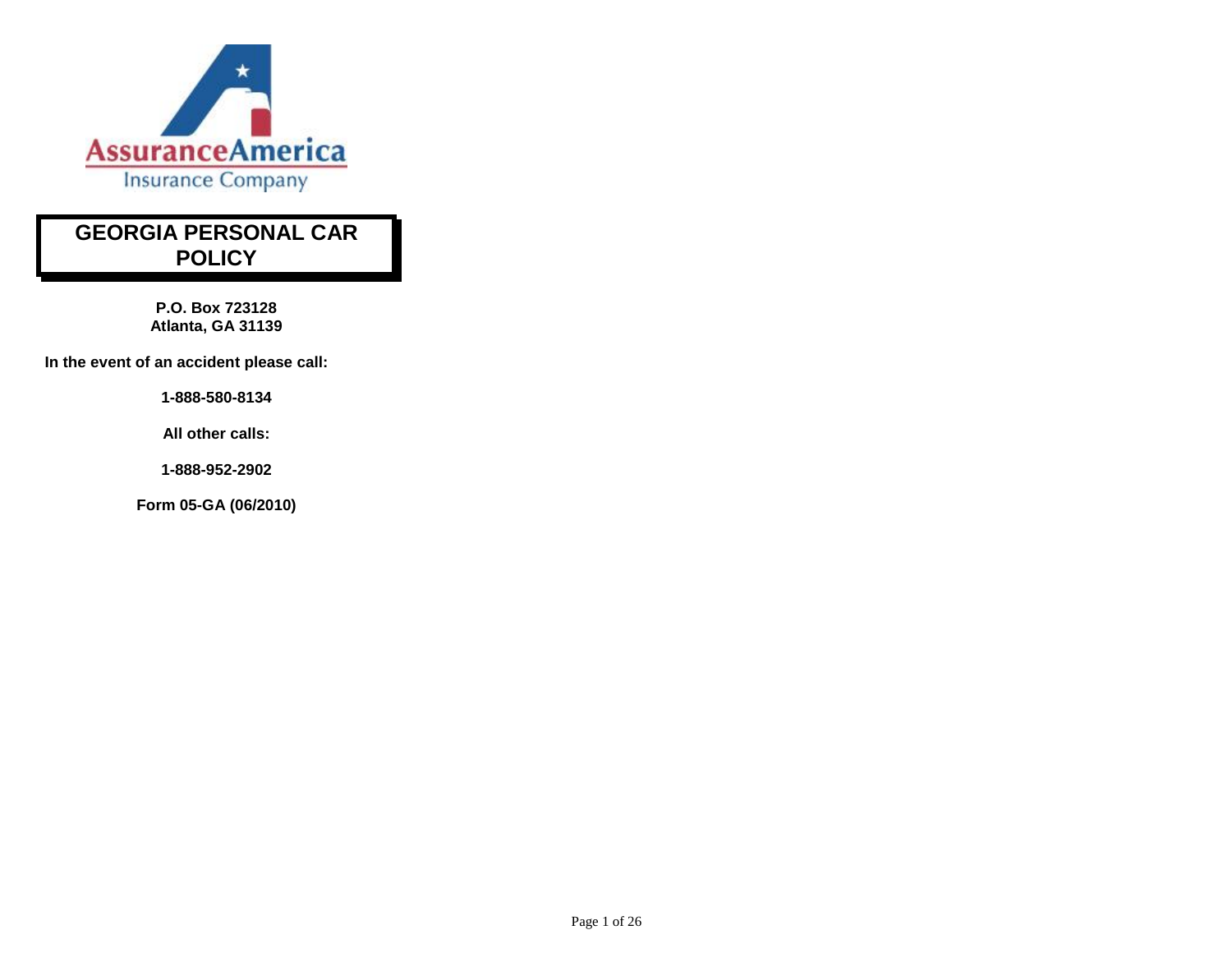AssuranceAmerica
Insurance Company

# GEORGIA PERSONAL CAR POLICY

**P.O. Box 723128**
**Atlanta, GA 31139**

**In the event of an accident please call:**

**1-888-580-8134**

**All other calls:**

**1-888-952-2902**

**Form 05-GA (06/2010)**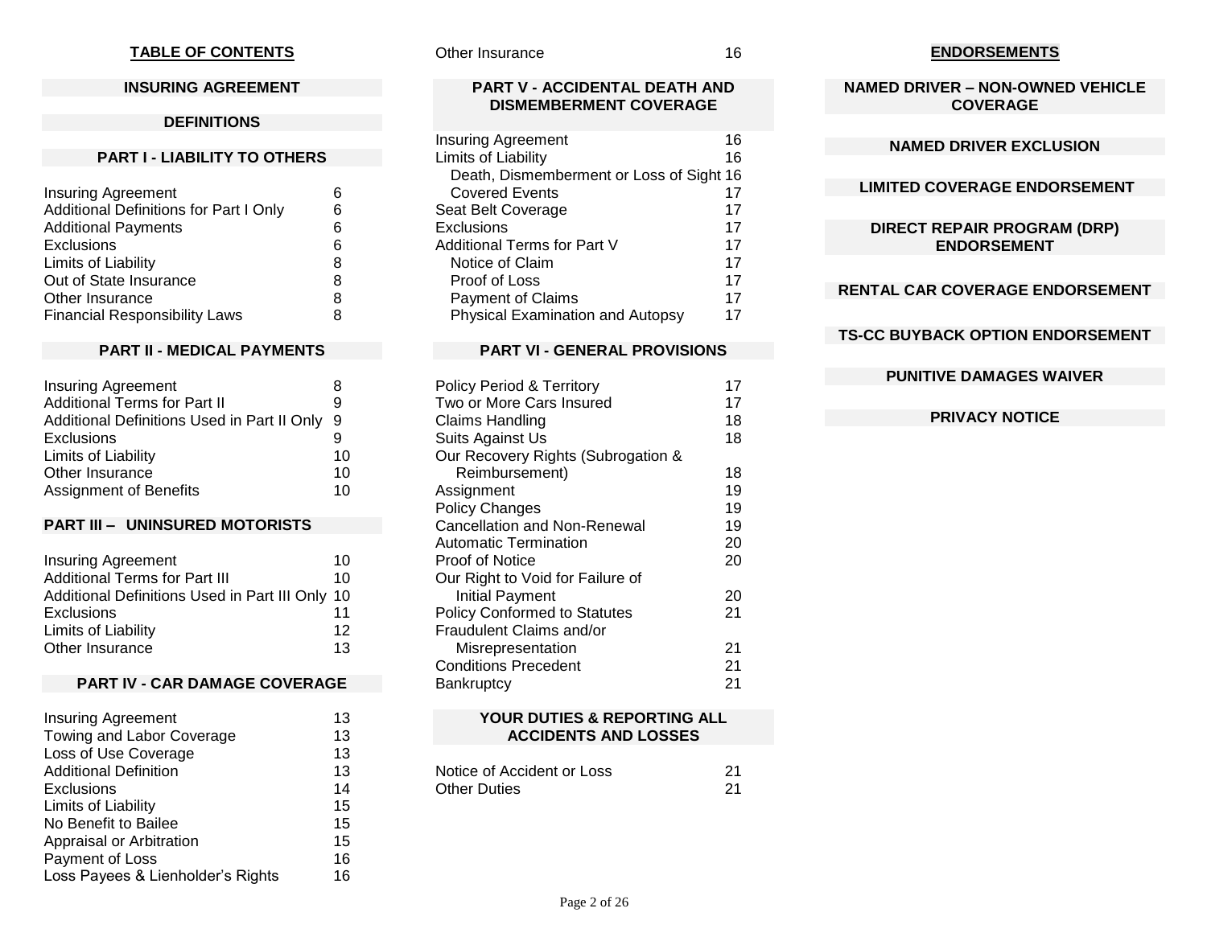## TABLE OF CONTENTS

### INSURING AGREEMENT

### DEFINITIONS

### PART I - LIABILITY TO OTHERS

| | |
|---|---|
| Insuring Agreement | 6 |
| Additional Definitions for Part I Only | 6 |
| Additional Payments | 6 |
| Exclusions | 6 |
| Limits of Liability | 8 |
| Out of State Insurance | 8 |
| Other Insurance | 8 |
| Financial Responsibility Laws | 8 |

### PART II - MEDICAL PAYMENTS

| | |
|---|---|
| Insuring Agreement | 8 |
| Additional Terms for Part II | 9 |
| Additional Definitions Used in Part II Only | 9 |
| Exclusions | 9 |
| Limits of Liability | 10 |
| Other Insurance | 10 |
| Assignment of Benefits | 10 |

### PART III – UNINSURED MOTORISTS

| | |
|---|---|
| Insuring Agreement | 10 |
| Additional Terms for Part III | 10 |
| Additional Definitions Used in Part III Only | 10 |
| Exclusions | 11 |
| Limits of Liability | 12 |
| Other Insurance | 13 |

### PART IV - CAR DAMAGE COVERAGE

| | |
|---|---|
| Insuring Agreement | 13 |
| Towing and Labor Coverage | 13 |
| Loss of Use Coverage | 13 |
| Additional Definition | 13 |
| Exclusions | 14 |
| Limits of Liability | 15 |
| No Benefit to Bailee | 15 |
| Appraisal or Arbitration | 15 |
| Payment of Loss | 16 |
| Loss Payees & Lienholder's Rights | 16 |
| Other Insurance | 16 |

### PART V - ACCIDENTAL DEATH AND DISMEMBERMENT COVERAGE

| | |
|---|---|
| Insuring Agreement | 16 |
| Limits of Liability | 16 |
| Death, Dismemberment or Loss of Sight | 16 |
| Covered Events | 17 |
| Seat Belt Coverage | 17 |
| Exclusions | 17 |
| Additional Terms for Part V | 17 |
| Notice of Claim | 17 |
| Proof of Loss | 17 |
| Payment of Claims | 17 |
| Physical Examination and Autopsy | 17 |

### PART VI - GENERAL PROVISIONS

| | |
|---|---|
| Policy Period & Territory | 17 |
| Two or More Cars Insured | 17 |
| Claims Handling | 18 |
| Suits Against Us | 18 |
| Our Recovery Rights (Subrogation & Reimbursement) | 18 |
| Assignment | 19 |
| Policy Changes | 19 |
| Cancellation and Non-Renewal | 19 |
| Automatic Termination | 20 |
| Proof of Notice | 20 |
| Our Right to Void for Failure of Initial Payment | 20 |
| Policy Conformed to Statutes | 21 |
| Fraudulent Claims and/or Misrepresentation | 21 |
| Conditions Precedent | 21 |
| Bankruptcy | 21 |

### YOUR DUTIES & REPORTING ALL ACCIDENTS AND LOSSES

| | |
|---|---|
| Notice of Accident or Loss | 21 |
| Other Duties | 21 |

## ENDORSEMENTS

### NAMED DRIVER – NON-OWNED VEHICLE COVERAGE

### NAMED DRIVER EXCLUSION

### LIMITED COVERAGE ENDORSEMENT

### DIRECT REPAIR PROGRAM (DRP) ENDORSEMENT

### RENTAL CAR COVERAGE ENDORSEMENT

### TS-CC BUYBACK OPTION ENDORSEMENT

### PUNITIVE DAMAGES WAIVER

### PRIVACY NOTICE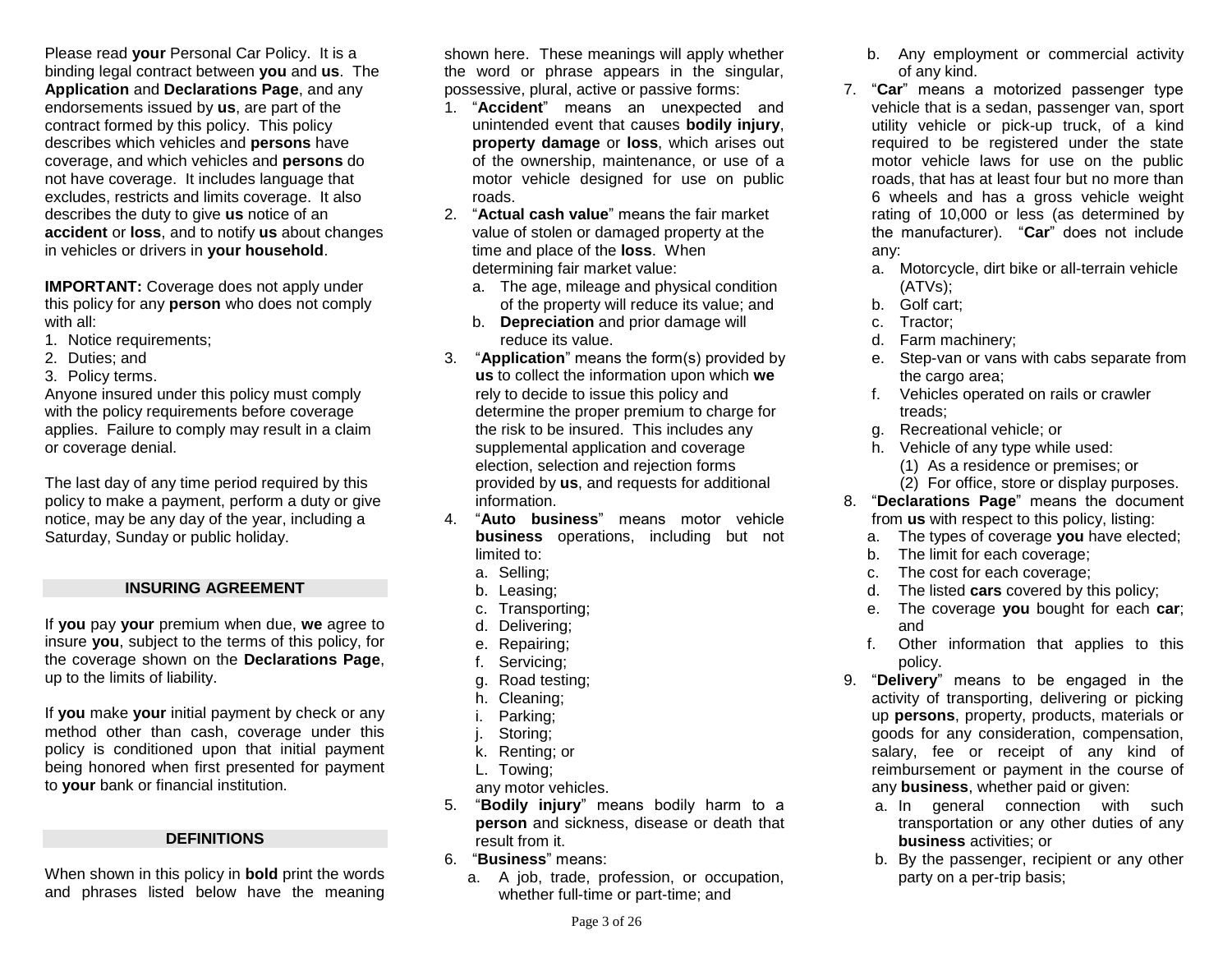Please read **your** Personal Car Policy. It is a binding legal contract between **you** and **us**. The **Application** and **Declarations Page**, and any endorsements issued by **us**, are part of the contract formed by this policy. This policy describes which vehicles and **persons** have coverage, and which vehicles and **persons** do not have coverage. It includes language that excludes, restricts and limits coverage. It also describes the duty to give **us** notice of an **accident** or **loss**, and to notify **us** about changes in vehicles or drivers in **your household**.

**IMPORTANT:** Coverage does not apply under this policy for any **person** who does not comply with all:

1. Notice requirements;
2. Duties; and
3. Policy terms.

Anyone insured under this policy must comply with the policy requirements before coverage applies. Failure to comply may result in a claim or coverage denial.

The last day of any time period required by this policy to make a payment, perform a duty or give notice, may be any day of the year, including a Saturday, Sunday or public holiday.

## INSURING AGREEMENT

If **you** pay **your** premium when due, **we** agree to insure **you**, subject to the terms of this policy, for the coverage shown on the **Declarations Page**, up to the limits of liability.

If **you** make **your** initial payment by check or any method other than cash, coverage under this policy is conditioned upon that initial payment being honored when first presented for payment to **your** bank or financial institution.

## DEFINITIONS

When shown in this policy in **bold** print the words and phrases listed below have the meaning shown here. These meanings will apply whether the word or phrase appears in the singular, possessive, plural, active or passive forms:

1. "**Accident**" means an unexpected and unintended event that causes **bodily injury**, **property damage** or **loss**, which arises out of the ownership, maintenance, or use of a motor vehicle designed for use on public roads.
2. "**Actual cash value**" means the fair market value of stolen or damaged property at the time and place of the **loss**. When determining fair market value:
   a. The age, mileage and physical condition of the property will reduce its value; and
   b. **Depreciation** and prior damage will reduce its value.
3. "**Application**" means the form(s) provided by **us** to collect the information upon which **we** rely to decide to issue this policy and determine the proper premium to charge for the risk to be insured. This includes any supplemental application and coverage election, selection and rejection forms provided by **us**, and requests for additional information.
4. "**Auto business**" means motor vehicle **business** operations, including but not limited to:
   a. Selling;
   b. Leasing;
   c. Transporting;
   d. Delivering;
   e. Repairing;
   f. Servicing;
   g. Road testing;
   h. Cleaning;
   i. Parking;
   j. Storing;
   k. Renting; or
   L. Towing;

   any motor vehicles.
5. "**Bodily injury**" means bodily harm to a **person** and sickness, disease or death that result from it.
6. "**Business**" means:
   a. A job, trade, profession, or occupation, whether full-time or part-time; and
   b. Any employment or commercial activity of any kind.
7. "**Car**" means a motorized passenger type vehicle that is a sedan, passenger van, sport utility vehicle or pick-up truck, of a kind required to be registered under the state motor vehicle laws for use on the public roads, that has at least four but no more than 6 wheels and has a gross vehicle weight rating of 10,000 or less (as determined by the manufacturer). "**Car**" does not include any:
   a. Motorcycle, dirt bike or all-terrain vehicle (ATVs);
   b. Golf cart;
   c. Tractor;
   d. Farm machinery;
   e. Step-van or vans with cabs separate from the cargo area;
   f. Vehicles operated on rails or crawler treads;
   g. Recreational vehicle; or
   h. Vehicle of any type while used:
      (1) As a residence or premises; or
      (2) For office, store or display purposes.
8. "**Declarations Page**" means the document from **us** with respect to this policy, listing:
   a. The types of coverage **you** have elected;
   b. The limit for each coverage;
   c. The cost for each coverage;
   d. The listed **cars** covered by this policy;
   e. The coverage **you** bought for each **car**; and
   f. Other information that applies to this policy.
9. "**Delivery**" means to be engaged in the activity of transporting, delivering or picking up **persons**, property, products, materials or goods for any consideration, compensation, salary, fee or receipt of any kind of reimbursement or payment in the course of any **business**, whether paid or given:
   a. In general connection with such transportation or any other duties of any **business** activities; or
   b. By the passenger, recipient or any other party on a per-trip basis;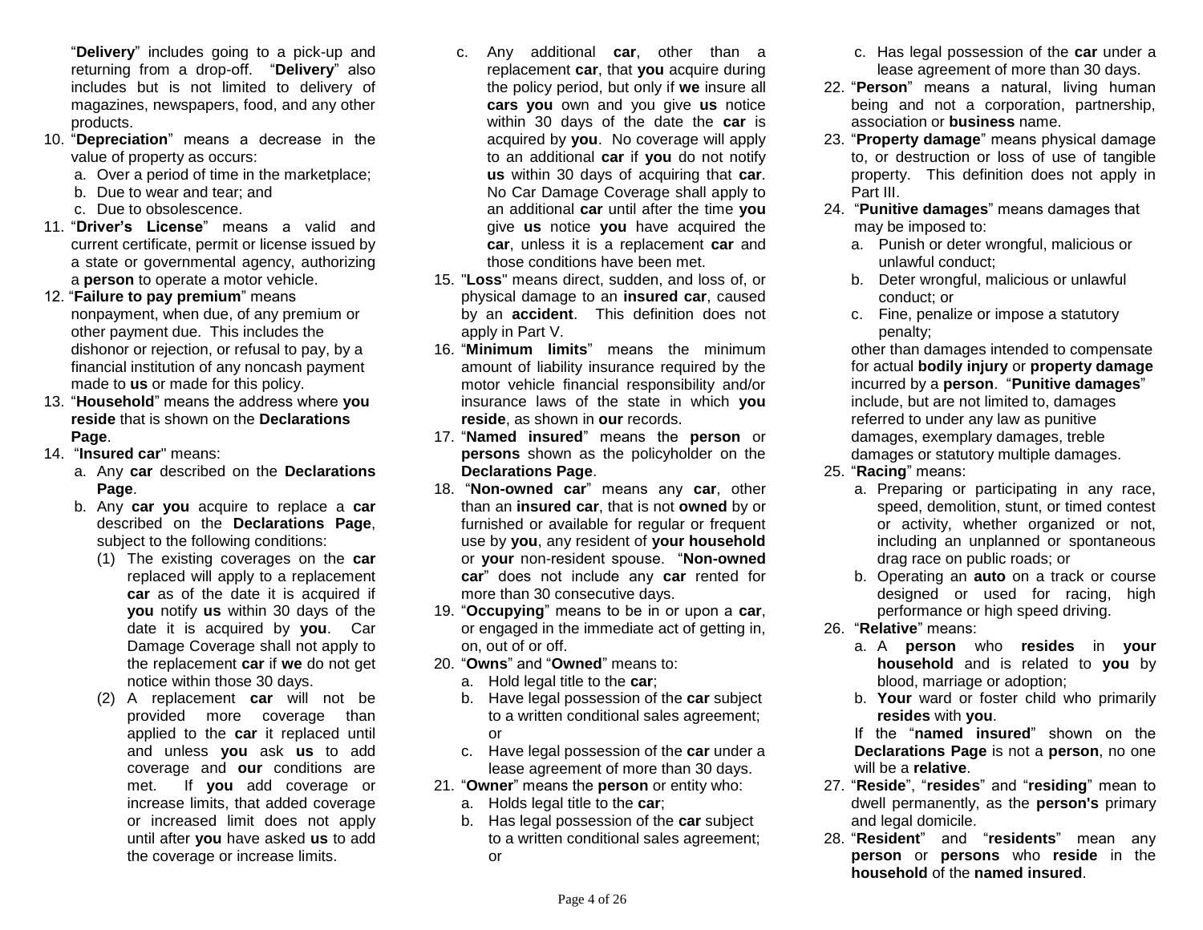"**Delivery**" includes going to a pick-up and returning from a drop-off. "**Delivery**" also includes but is not limited to delivery of magazines, newspapers, food, and any other products.

10. "**Depreciation**" means a decrease in the value of property as occurs:
    a. Over a period of time in the marketplace;
    b. Due to wear and tear; and
    c. Due to obsolescence.
11. "**Driver's License**" means a valid and current certificate, permit or license issued by a state or governmental agency, authorizing a **person** to operate a motor vehicle.
12. "**Failure to pay premium**" means nonpayment, when due, of any premium or other payment due. This includes the dishonor or rejection, or refusal to pay, by a financial institution of any noncash payment made to **us** or made for this policy.
13. "**Household**" means the address where **you reside** that is shown on the **Declarations Page**.
14. "**Insured car**" means:
    a. Any **car** described on the **Declarations Page**.
    b. Any **car you** acquire to replace a **car** described on the **Declarations Page**, subject to the following conditions:
       (1) The existing coverages on the **car** replaced will apply to a replacement **car** as of the date it is acquired if **you** notify **us** within 30 days of the date it is acquired by **you**. Car Damage Coverage shall not apply to the replacement **car** if **we** do not get notice within those 30 days.
       (2) A replacement **car** will not be provided more coverage than applied to the **car** it replaced until and unless **you** ask **us** to add coverage and **our** conditions are met. If **you** add coverage or increase limits, that added coverage or increased limit does not apply until after **you** have asked **us** to add the coverage or increase limits.
    c. Any additional **car**, other than a replacement **car**, that **you** acquire during the policy period, but only if **we** insure all **cars you** own and you give **us** notice within 30 days of the date the **car** is acquired by **you**. No coverage will apply to an additional **car** if **you** do not notify **us** within 30 days of acquiring that **car**. No Car Damage Coverage shall apply to an additional **car** until after the time **you** give **us** notice **you** have acquired the **car**, unless it is a replacement **car** and those conditions have been met.
15. "**Loss**" means direct, sudden, and loss of, or physical damage to an **insured car**, caused by an **accident**. This definition does not apply in Part V.
16. "**Minimum limits**" means the minimum amount of liability insurance required by the motor vehicle financial responsibility and/or insurance laws of the state in which **you reside**, as shown in **our** records.
17. "**Named insured**" means the **person** or **persons** shown as the policyholder on the **Declarations Page**.
18. "**Non-owned car**" means any **car**, other than an **insured car**, that is not **owned** by or furnished or available for regular or frequent use by **you**, any resident of **your household** or **your** non-resident spouse. "**Non-owned car**" does not include any **car** rented for more than 30 consecutive days.
19. "**Occupying**" means to be in or upon a **car**, or engaged in the immediate act of getting in, on, out of or off.
20. "**Owns**" and "**Owned**" means to:
    a. Hold legal title to the **car**;
    b. Have legal possession of the **car** subject to a written conditional sales agreement; or
    c. Have legal possession of the **car** under a lease agreement of more than 30 days.
21. "**Owner**" means the **person** or entity who:
    a. Holds legal title to the **car**;
    b. Has legal possession of the **car** subject to a written conditional sales agreement; or
    c. Has legal possession of the **car** under a lease agreement of more than 30 days.
22. "**Person**" means a natural, living human being and not a corporation, partnership, association or **business** name.
23. "**Property damage**" means physical damage to, or destruction or loss of use of tangible property. This definition does not apply in Part III.
24. "**Punitive damages**" means damages that may be imposed to:
    a. Punish or deter wrongful, malicious or unlawful conduct;
    b. Deter wrongful, malicious or unlawful conduct; or
    c. Fine, penalize or impose a statutory penalty;

    other than damages intended to compensate for actual **bodily injury** or **property damage** incurred by a **person**. "**Punitive damages**" include, but are not limited to, damages referred to under any law as punitive damages, exemplary damages, treble damages or statutory multiple damages.
25. "**Racing**" means:
    a. Preparing or participating in any race, speed, demolition, stunt, or timed contest or activity, whether organized or not, including an unplanned or spontaneous drag race on public roads; or
    b. Operating an **auto** on a track or course designed or used for racing, high performance or high speed driving.
26. "**Relative**" means:
    a. A **person** who **resides** in **your household** and is related to **you** by blood, marriage or adoption;
    b. **Your** ward or foster child who primarily **resides** with **you**.

    If the "**named insured**" shown on the **Declarations Page** is not a **person**, no one will be a **relative**.
27. "**Reside**", "**resides**" and "**residing**" mean to dwell permanently, as the **person's** primary and legal domicile.
28. "**Resident**" and "**residents**" mean any **person** or **persons** who **reside** in the **household** of the **named insured**.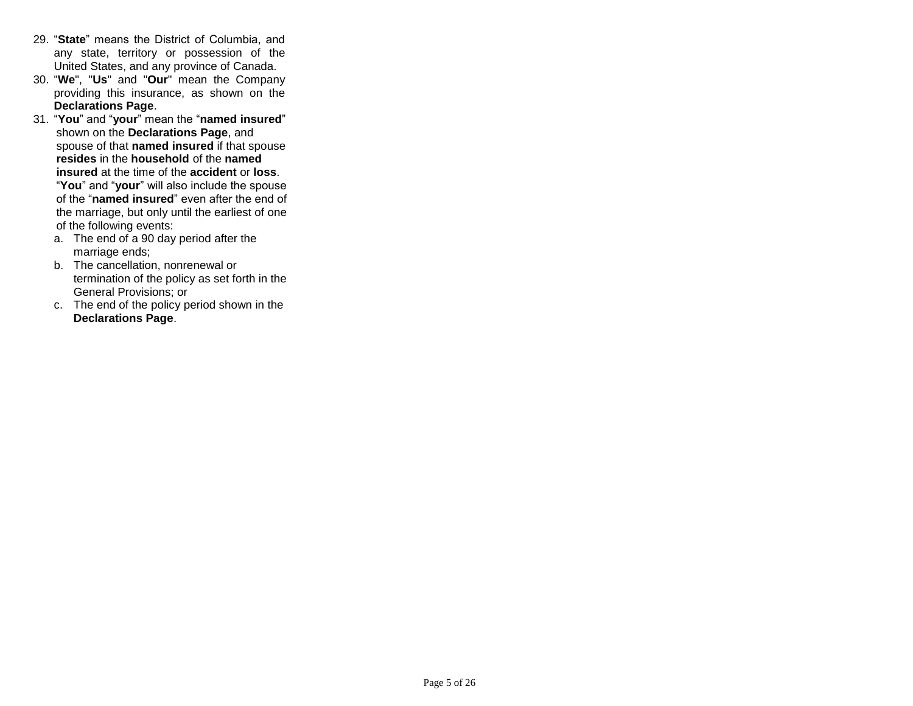29. "**State**" means the District of Columbia, and any state, territory or possession of the United States, and any province of Canada.
30. "**We**", "**Us**" and "**Our**" mean the Company providing this insurance, as shown on the **Declarations Page**.
31. "**You**" and "**your**" mean the "**named insured**" shown on the **Declarations Page**, and spouse of that **named insured** if that spouse **resides** in the **household** of the **named insured** at the time of the **accident** or **loss**. "**You**" and "**your**" will also include the spouse of the "**named insured**" even after the end of the marriage, but only until the earliest of one of the following events:
    a. The end of a 90 day period after the marriage ends;
    b. The cancellation, nonrenewal or termination of the policy as set forth in the General Provisions; or
    c. The end of the policy period shown in the **Declarations Page**.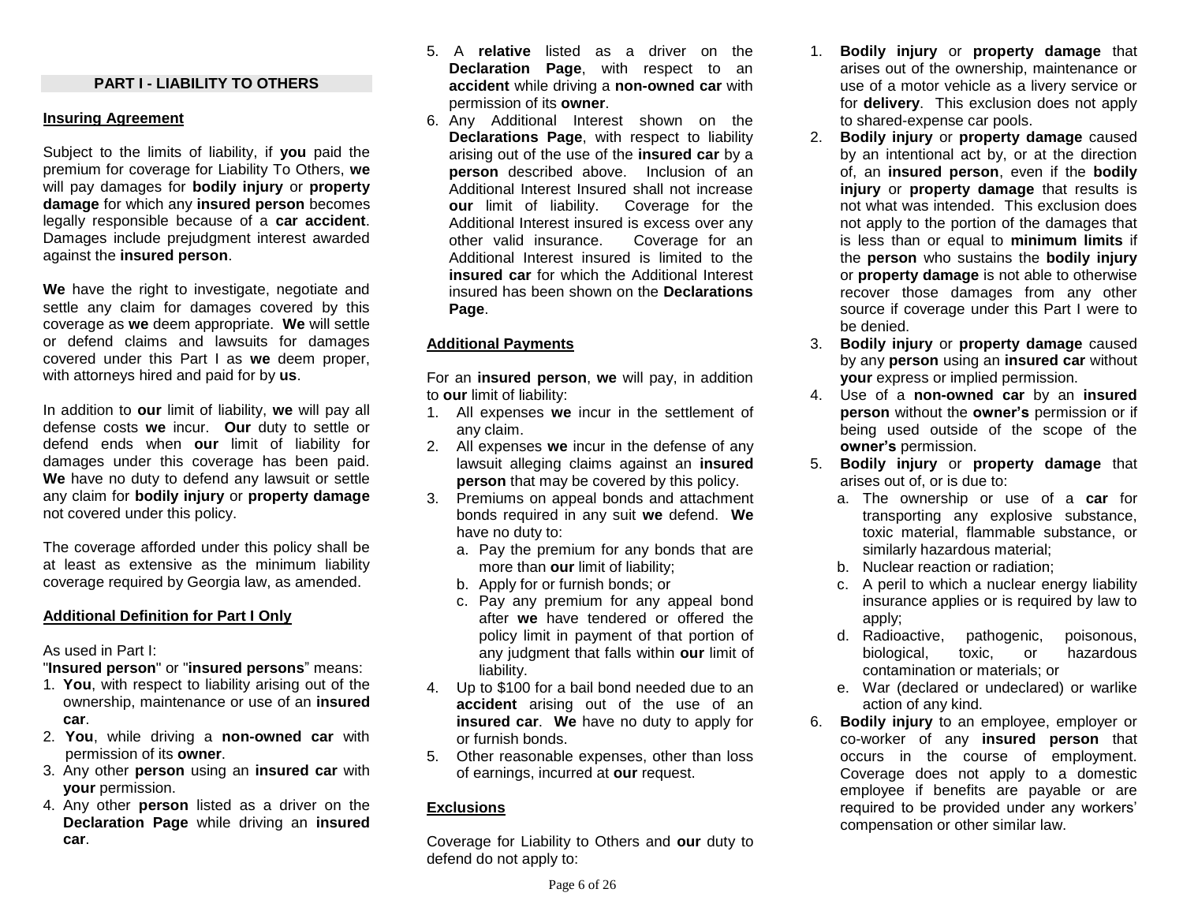## PART I - LIABILITY TO OTHERS

### Insuring Agreement

Subject to the limits of liability, if **you** paid the premium for coverage for Liability To Others, **we** will pay damages for **bodily injury** or **property damage** for which any **insured person** becomes legally responsible because of a **car accident**. Damages include prejudgment interest awarded against the **insured person**.

**We** have the right to investigate, negotiate and settle any claim for damages covered by this coverage as **we** deem appropriate. **We** will settle or defend claims and lawsuits for damages covered under this Part I as **we** deem proper, with attorneys hired and paid for by **us**.

In addition to **our** limit of liability, **we** will pay all defense costs **we** incur. **Our** duty to settle or defend ends when **our** limit of liability for damages under this coverage has been paid. **We** have no duty to defend any lawsuit or settle any claim for **bodily injury** or **property damage** not covered under this policy.

The coverage afforded under this policy shall be at least as extensive as the minimum liability coverage required by Georgia law, as amended.

### Additional Definition for Part I Only

As used in Part I:

"**Insured person**" or "**insured persons**" means:

1. **You**, with respect to liability arising out of the ownership, maintenance or use of an **insured car**.
2. **You**, while driving a **non-owned car** with permission of its **owner**.
3. Any other **person** using an **insured car** with **your** permission.
4. Any other **person** listed as a driver on the **Declaration Page** while driving an **insured car**.
5. A **relative** listed as a driver on the **Declaration Page**, with respect to an **accident** while driving a **non-owned car** with permission of its **owner**.
6. Any Additional Interest shown on the **Declarations Page**, with respect to liability arising out of the use of the **insured car** by a **person** described above. Inclusion of an Additional Interest Insured shall not increase **our** limit of liability. Coverage for the Additional Interest insured is excess over any other valid insurance. Coverage for an Additional Interest insured is limited to the **insured car** for which the Additional Interest insured has been shown on the **Declarations Page**.

### Additional Payments

For an **insured person**, **we** will pay, in addition to **our** limit of liability:

1. All expenses **we** incur in the settlement of any claim.
2. All expenses **we** incur in the defense of any lawsuit alleging claims against an **insured person** that may be covered by this policy.
3. Premiums on appeal bonds and attachment bonds required in any suit **we** defend. **We** have no duty to:
   a. Pay the premium for any bonds that are more than **our** limit of liability;
   b. Apply for or furnish bonds; or
   c. Pay any premium for any appeal bond after **we** have tendered or offered the policy limit in payment of that portion of any judgment that falls within **our** limit of liability.
4. Up to $100 for a bail bond needed due to an **accident** arising out of the use of an **insured car**. **We** have no duty to apply for or furnish bonds.
5. Other reasonable expenses, other than loss of earnings, incurred at **our** request.

### Exclusions

Coverage for Liability to Others and **our** duty to defend do not apply to:

1. **Bodily injury** or **property damage** that arises out of the ownership, maintenance or use of a motor vehicle as a livery service or for **delivery**. This exclusion does not apply to shared-expense car pools.
2. **Bodily injury** or **property damage** caused by an intentional act by, or at the direction of, an **insured person**, even if the **bodily injury** or **property damage** that results is not what was intended. This exclusion does not apply to the portion of the damages that is less than or equal to **minimum limits** if the **person** who sustains the **bodily injury** or **property damage** is not able to otherwise recover those damages from any other source if coverage under this Part I were to be denied.
3. **Bodily injury** or **property damage** caused by any **person** using an **insured car** without **your** express or implied permission.
4. Use of a **non-owned car** by an **insured person** without the **owner's** permission or if being used outside of the scope of the **owner's** permission.
5. **Bodily injury** or **property damage** that arises out of, or is due to:
   a. The ownership or use of a **car** for transporting any explosive substance, toxic material, flammable substance, or similarly hazardous material;
   b. Nuclear reaction or radiation;
   c. A peril to which a nuclear energy liability insurance applies or is required by law to apply;
   d. Radioactive, pathogenic, poisonous, biological, toxic, or hazardous contamination or materials; or
   e. War (declared or undeclared) or warlike action of any kind.
6. **Bodily injury** to an employee, employer or co-worker of any **insured person** that occurs in the course of employment. Coverage does not apply to a domestic employee if benefits are payable or are required to be provided under any workers' compensation or other similar law.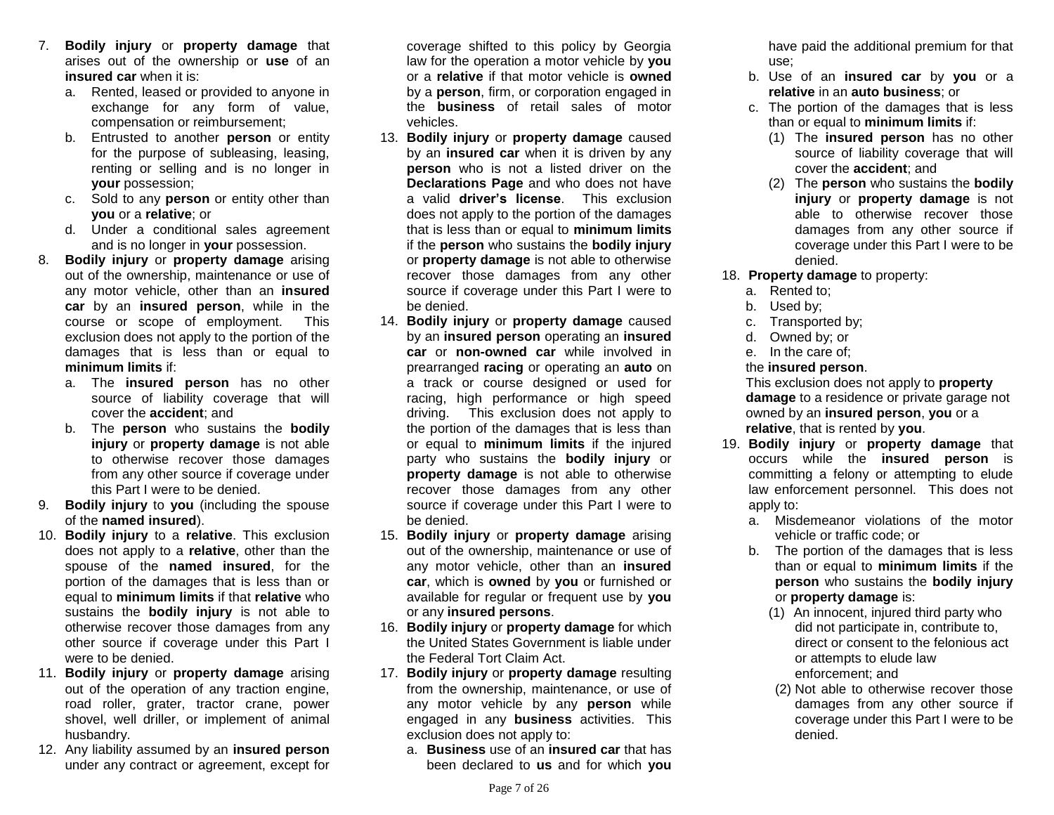7. **Bodily injury** or **property damage** that arises out of the ownership or **use** of an **insured car** when it is:
   a. Rented, leased or provided to anyone in exchange for any form of value, compensation or reimbursement;
   b. Entrusted to another **person** or entity for the purpose of subleasing, leasing, renting or selling and is no longer in **your** possession;
   c. Sold to any **person** or entity other than **you** or a **relative**; or
   d. Under a conditional sales agreement and is no longer in **your** possession.
8. **Bodily injury** or **property damage** arising out of the ownership, maintenance or use of any motor vehicle, other than an **insured car** by an **insured person**, while in the course or scope of employment. This exclusion does not apply to the portion of the damages that is less than or equal to **minimum limits** if:
   a. The **insured person** has no other source of liability coverage that will cover the **accident**; and
   b. The **person** who sustains the **bodily injury** or **property damage** is not able to otherwise recover those damages from any other source if coverage under this Part I were to be denied.
9. **Bodily injury** to **you** (including the spouse of the **named insured**).
10. **Bodily injury** to a **relative**. This exclusion does not apply to a **relative**, other than the spouse of the **named insured**, for the portion of the damages that is less than or equal to **minimum limits** if that **relative** who sustains the **bodily injury** is not able to otherwise recover those damages from any other source if coverage under this Part I were to be denied.
11. **Bodily injury** or **property damage** arising out of the operation of any traction engine, road roller, grater, tractor crane, power shovel, well driller, or implement of animal husbandry.
12. Any liability assumed by an **insured person** under any contract or agreement, except for coverage shifted to this policy by Georgia law for the operation a motor vehicle by **you** or a **relative** if that motor vehicle is **owned** by a **person**, firm, or corporation engaged in the **business** of retail sales of motor vehicles.
13. **Bodily injury** or **property damage** caused by an **insured car** when it is driven by any **person** who is not a listed driver on the **Declarations Page** and who does not have a valid **driver's license**. This exclusion does not apply to the portion of the damages that is less than or equal to **minimum limits** if the **person** who sustains the **bodily injury** or **property damage** is not able to otherwise recover those damages from any other source if coverage under this Part I were to be denied.
14. **Bodily injury** or **property damage** caused by an **insured person** operating an **insured car** or **non-owned car** while involved in prearranged **racing** or operating an **auto** on a track or course designed or used for racing, high performance or high speed driving. This exclusion does not apply to the portion of the damages that is less than or equal to **minimum limits** if the injured party who sustains the **bodily injury** or **property damage** is not able to otherwise recover those damages from any other source if coverage under this Part I were to be denied.
15. **Bodily injury** or **property damage** arising out of the ownership, maintenance or use of any motor vehicle, other than an **insured car**, which is **owned** by **you** or furnished or available for regular or frequent use by **you** or any **insured persons**.
16. **Bodily injury** or **property damage** for which the United States Government is liable under the Federal Tort Claim Act.
17. **Bodily injury** or **property damage** resulting from the ownership, maintenance, or use of any motor vehicle by any **person** while engaged in any **business** activities. This exclusion does not apply to:
   a. **Business** use of an **insured car** that has been declared to **us** and for which **you** have paid the additional premium for that use;
   b. Use of an **insured car** by **you** or a **relative** in an **auto business**; or
   c. The portion of the damages that is less than or equal to **minimum limits** if:
      (1) The **insured person** has no other source of liability coverage that will cover the **accident**; and
      (2) The **person** who sustains the **bodily injury** or **property damage** is not able to otherwise recover those damages from any other source if coverage under this Part I were to be denied.
18. **Property damage** to property:
   a. Rented to;
   b. Used by;
   c. Transported by;
   d. Owned by; or
   e. In the care of;

   the **insured person**.

   This exclusion does not apply to **property damage** to a residence or private garage not owned by an **insured person**, **you** or a **relative**, that is rented by **you**.
19. **Bodily injury** or **property damage** that occurs while the **insured person** is committing a felony or attempting to elude law enforcement personnel. This does not apply to:
   a. Misdemeanor violations of the motor vehicle or traffic code; or
   b. The portion of the damages that is less than or equal to **minimum limits** if the **person** who sustains the **bodily injury** or **property damage** is:
      (1) An innocent, injured third party who did not participate in, contribute to, direct or consent to the felonious act or attempts to elude law enforcement; and
      (2) Not able to otherwise recover those damages from any other source if coverage under this Part I were to be denied.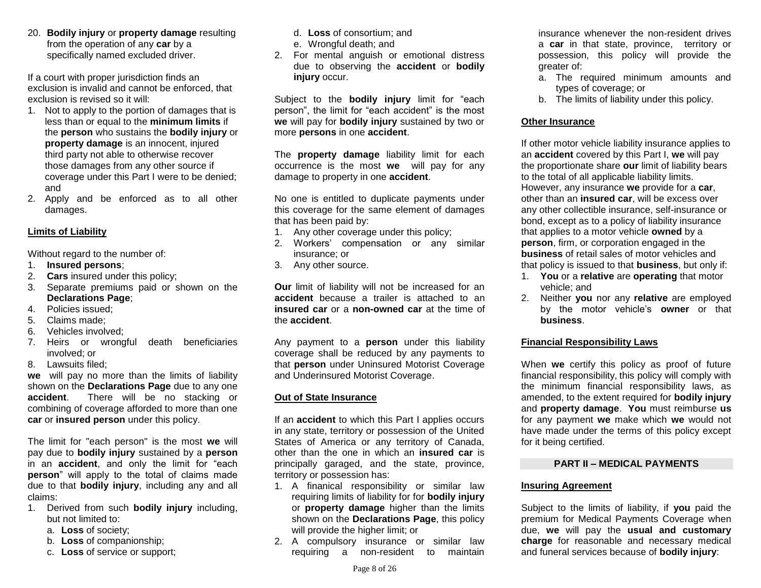20. **Bodily injury** or **property damage** resulting from the operation of any **car** by a specifically named excluded driver.

If a court with proper jurisdiction finds an exclusion is invalid and cannot be enforced, that exclusion is revised so it will:

1. Not to apply to the portion of damages that is less than or equal to the **minimum limits** if the **person** who sustains the **bodily injury** or **property damage** is an innocent, injured third party not able to otherwise recover those damages from any other source if coverage under this Part I were to be denied; and
2. Apply and be enforced as to all other damages.

## Limits of Liability

Without regard to the number of:

1. **Insured persons**;
2. **Cars** insured under this policy;
3. Separate premiums paid or shown on the **Declarations Page**;
4. Policies issued;
5. Claims made;
6. Vehicles involved;
7. Heirs or wrongful death beneficiaries involved; or
8. Lawsuits filed;

**we** will pay no more than the limits of liability shown on the **Declarations Page** due to any one **accident**. There will be no stacking or combining of coverage afforded to more than one **car** or **insured person** under this policy.

The limit for "each person" is the most **we** will pay due to **bodily injury** sustained by a **person** in an **accident**, and only the limit for "each **person**" will apply to the total of claims made due to that **bodily injury**, including any and all claims:

1. Derived from such **bodily injury** including, but not limited to:
   a. **Loss** of society;
   b. **Loss** of companionship;
   c. **Loss** of service or support;
   d. **Loss** of consortium; and
   e. Wrongful death; and
2. For mental anguish or emotional distress due to observing the **accident** or **bodily injury** occur.

Subject to the **bodily injury** limit for "each person", the limit for "each accident" is the most **we** will pay for **bodily injury** sustained by two or more **persons** in one **accident**.

The **property damage** liability limit for each occurrence is the most **we** will pay for any damage to property in one **accident**.

No one is entitled to duplicate payments under this coverage for the same element of damages that has been paid by:

1. Any other coverage under this policy;
2. Workers' compensation or any similar insurance; or
3. Any other source.

**Our** limit of liability will not be increased for an **accident** because a trailer is attached to an **insured car** or a **non-owned car** at the time of the **accident**.

Any payment to a **person** under this liability coverage shall be reduced by any payments to that **person** under Uninsured Motorist Coverage and Underinsured Motorist Coverage.

## Out of State Insurance

If an **accident** to which this Part I applies occurs in any state, territory or possession of the United States of America or any territory of Canada, other than the one in which an **insured car** is principally garaged, and the state, province, territory or possession has:

1. A finanical responsibility or similar law requiring limits of liability for for **bodily injury** or **property damage** higher than the limits shown on the **Declarations Page**, this policy will provide the higher limit; or
2. A compulsory insurance or similar law requiring a non-resident to maintain insurance whenever the non-resident drives a **car** in that state, province, territory or possession, this policy will provide the greater of:
   a. The required minimum amounts and types of coverage; or
   b. The limits of liability under this policy.

## Other Insurance

If other motor vehicle liability insurance applies to an **accident** covered by this Part I, **we** will pay the proportionate share **our** limit of liability bears to the total of all applicable liability limits. However, any insurance **we** provide for a **car**, other than an **insured car**, will be excess over any other collectible insurance, self-insurance or bond, except as to a policy of liability insurance that applies to a motor vehicle **owned** by a **person**, firm, or corporation engaged in the **business** of retail sales of motor vehicles and that policy is issued to that **business**, but only if:

1. **You** or a **relative** are **operating** that motor vehicle; and
2. Neither **you** nor any **relative** are employed by the motor vehicle's **owner** or that **business**.

## Financial Responsibility Laws

When **we** certify this policy as proof of future financial responsibility, this policy will comply with the minimum financial responsibility laws, as amended, to the extent required for **bodily injury** and **property damage**. **You** must reimburse **us** for any payment **we** make which **we** would not have made under the terms of this policy except for it being certified.

# PART II – MEDICAL PAYMENTS

## Insuring Agreement

Subject to the limits of liability, if **you** paid the premium for Medical Payments Coverage when due, **we** will pay the **usual and customary charge** for reasonable and necessary medical and funeral services because of **bodily injury**: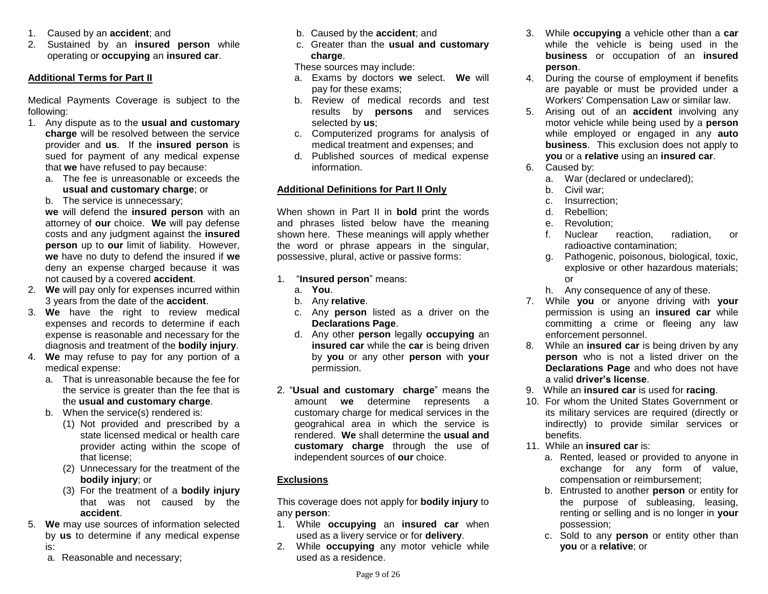1. Caused by an **accident**; and
2. Sustained by an **insured person** while operating or **occupying** an **insured car**.

**Additional Terms for Part II**

Medical Payments Coverage is subject to the following:

1. Any dispute as to the **usual and customary charge** will be resolved between the service provider and **us**. If the **insured person** is sued for payment of any medical expense that **we** have refused to pay because:
   a. The fee is unreasonable or exceeds the **usual and customary charge**; or
   b. The service is unnecessary;

   **we** will defend the **insured person** with an attorney of **our** choice. **We** will pay defense costs and any judgment against the **insured person** up to **our** limit of liability. However, **we** have no duty to defend the insured if **we** deny an expense charged because it was not caused by a covered **accident**.
2. **We** will pay only for expenses incurred within 3 years from the date of the **accident**.
3. **We** have the right to review medical expenses and records to determine if each expense is reasonable and necessary for the diagnosis and treatment of the **bodily injury**.
4. **We** may refuse to pay for any portion of a medical expense:
   a. That is unreasonable because the fee for the service is greater than the fee that is the **usual and customary charge**.
   b. When the service(s) rendered is:
      (1) Not provided and prescribed by a state licensed medical or health care provider acting within the scope of that license;
      (2) Unnecessary for the treatment of the **bodily injury**; or
      (3) For the treatment of a **bodily injury** that was not caused by the **accident**.
5. **We** may use sources of information selected by **us** to determine if any medical expense is:
   a. Reasonable and necessary;
   b. Caused by the **accident**; and
   c. Greater than the **usual and customary charge**.

   These sources may include:
   a. Exams by doctors **we** select. **We** will pay for these exams;
   b. Review of medical records and test results by **persons** and services selected by **us**;
   c. Computerized programs for analysis of medical treatment and expenses; and
   d. Published sources of medical expense information.

**Additional Definitions for Part II Only**

When shown in Part II in **bold** print the words and phrases listed below have the meaning shown here. These meanings will apply whether the word or phrase appears in the singular, possessive, plural, active or passive forms:

1. "**Insured person**" means:
   a. **You**.
   b. Any **relative**.
   c. Any **person** listed as a driver on the **Declarations Page**.
   d. Any other **person** legally **occupying** an **insured car** while the **car** is being driven by **you** or any other **person** with **your** permission.
2. "**Usual and customary charge**" means the amount **we** determine represents a customary charge for medical services in the geograhical area in which the service is rendered. **We** shall determine the **usual and customary charge** through the use of independent sources of **our** choice.

**Exclusions**

This coverage does not apply for **bodily injury** to any **person**:

1. While **occupying** an **insured car** when used as a livery service or for **delivery**.
2. While **occupying** any motor vehicle while used as a residence.
3. While **occupying** a vehicle other than a **car** while the vehicle is being used in the **business** or occupation of an **insured person**.
4. During the course of employment if benefits are payable or must be provided under a Workers' Compensation Law or similar law.
5. Arising out of an **accident** involving any motor vehicle while being used by a **person** while employed or engaged in any **auto business**. This exclusion does not apply to **you** or a **relative** using an **insured car**.
6. Caused by:
   a. War (declared or undeclared);
   b. Civil war;
   c. Insurrection;
   d. Rebellion;
   e. Revolution;
   f. Nuclear reaction, radiation, or radioactive contamination;
   g. Pathogenic, poisonous, biological, toxic, explosive or other hazardous materials; or
   h. Any consequence of any of these.
7. While **you** or anyone driving with **your** permission is using an **insured car** while committing a crime or fleeing any law enforcement personnel.
8. While an **insured car** is being driven by any **person** who is not a listed driver on the **Declarations Page** and who does not have a valid **driver's license**.
9. While an **insured car** is used for **racing**.
10. For whom the United States Government or its military services are required (directly or indirectly) to provide similar services or benefits.
11. While an **insured car** is:
    a. Rented, leased or provided to anyone in exchange for any form of value, compensation or reimbursement;
    b. Entrusted to another **person** or entity for the purpose of subleasing, leasing, renting or selling and is no longer in **your** possession;
    c. Sold to any **person** or entity other than **you** or a **relative**; or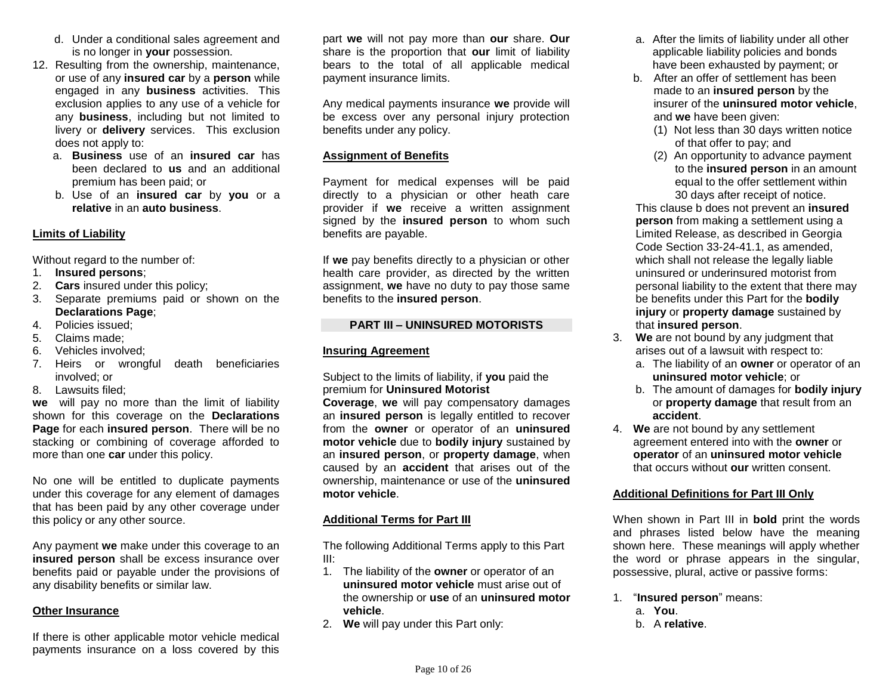d. Under a conditional sales agreement and is no longer in **your** possession.

12. Resulting from the ownership, maintenance, or use of any **insured car** by a **person** while engaged in any **business** activities. This exclusion applies to any use of a vehicle for any **business**, including but not limited to livery or **delivery** services. This exclusion does not apply to:
    a. **Business** use of an **insured car** has been declared to **us** and an additional premium has been paid; or
    b. Use of an **insured car** by **you** or a **relative** in an **auto business**.

**Limits of Liability**

Without regard to the number of:

1. **Insured persons**;
2. **Cars** insured under this policy;
3. Separate premiums paid or shown on the **Declarations Page**;
4. Policies issued;
5. Claims made;
6. Vehicles involved;
7. Heirs or wrongful death beneficiaries involved; or
8. Lawsuits filed;

**we** will pay no more than the limit of liability shown for this coverage on the **Declarations Page** for each **insured person**. There will be no stacking or combining of coverage afforded to more than one **car** under this policy.

No one will be entitled to duplicate payments under this coverage for any element of damages that has been paid by any other coverage under this policy or any other source.

Any payment **we** make under this coverage to an **insured person** shall be excess insurance over benefits paid or payable under the provisions of any disability benefits or similar law.

**Other Insurance**

If there is other applicable motor vehicle medical payments insurance on a loss covered by this part **we** will not pay more than **our** share. **Our** share is the proportion that **our** limit of liability bears to the total of all applicable medical payment insurance limits.

Any medical payments insurance **we** provide will be excess over any personal injury protection benefits under any policy.

**Assignment of Benefits**

Payment for medical expenses will be paid directly to a physician or other heath care provider if **we** receive a written assignment signed by the **insured person** to whom such benefits are payable.

If **we** pay benefits directly to a physician or other health care provider, as directed by the written assignment, **we** have no duty to pay those same benefits to the **insured person**.

## PART III – UNINSURED MOTORISTS

**Insuring Agreement**

Subject to the limits of liability, if **you** paid the premium for **Uninsured Motorist Coverage**, **we** will pay compensatory damages an **insured person** is legally entitled to recover from the **owner** or operator of an **uninsured motor vehicle** due to **bodily injury** sustained by an **insured person**, or **property damage**, when caused by an **accident** that arises out of the ownership, maintenance or use of the **uninsured motor vehicle**.

**Additional Terms for Part III**

The following Additional Terms apply to this Part III:

1. The liability of the **owner** or operator of an **uninsured motor vehicle** must arise out of the ownership or **use** of an **uninsured motor vehicle**.
2. **We** will pay under this Part only:
    a. After the limits of liability under all other applicable liability policies and bonds have been exhausted by payment; or
    b. After an offer of settlement has been made to an **insured person** by the insurer of the **uninsured motor vehicle**, and **we** have been given:
        (1) Not less than 30 days written notice of that offer to pay; and
        (2) An opportunity to advance payment to the **insured person** in an amount equal to the offer settlement within 30 days after receipt of notice.

    This clause b does not prevent an **insured person** from making a settlement using a Limited Release, as described in Georgia Code Section 33-24-41.1, as amended, which shall not release the legally liable uninsured or underinsured motorist from personal liability to the extent that there may be benefits under this Part for the **bodily injury** or **property damage** sustained by that **insured person**.
3. **We** are not bound by any judgment that arises out of a lawsuit with respect to:
    a. The liability of an **owner** or operator of an **uninsured motor vehicle**; or
    b. The amount of damages for **bodily injury** or **property damage** that result from an **accident**.
4. **We** are not bound by any settlement agreement entered into with the **owner** or **operator** of an **uninsured motor vehicle** that occurs without **our** written consent.

**Additional Definitions for Part III Only**

When shown in Part III in **bold** print the words and phrases listed below have the meaning shown here. These meanings will apply whether the word or phrase appears in the singular, possessive, plural, active or passive forms:

1. "**Insured person**" means:
    a. **You**.
    b. A **relative**.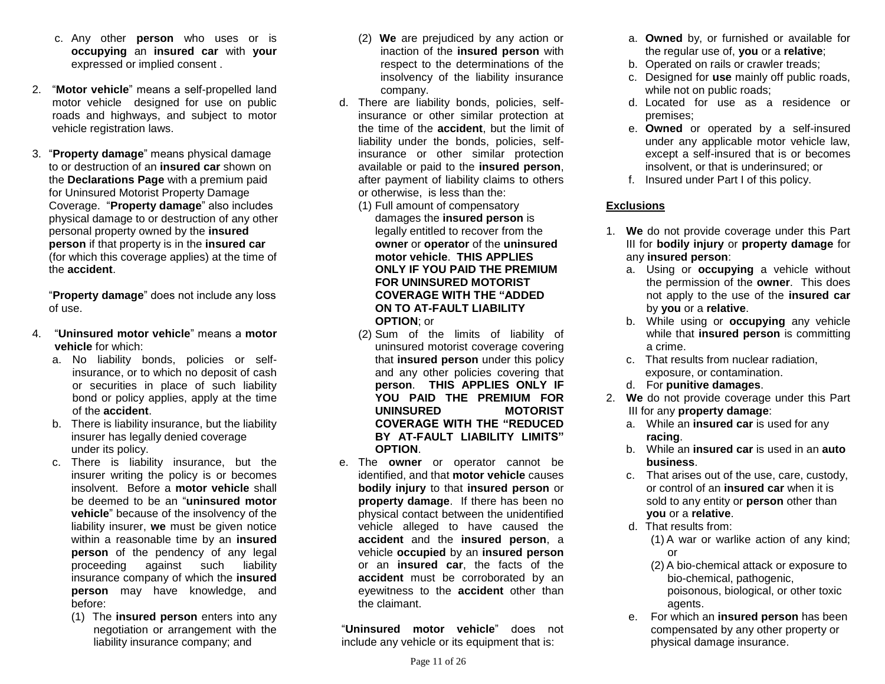c. Any other **person** who uses or is **occupying** an **insured car** with **your** expressed or implied consent .

2. "**Motor vehicle**" means a self-propelled land motor vehicle designed for use on public roads and highways, and subject to motor vehicle registration laws.

3. "**Property damage**" means physical damage to or destruction of an **insured car** shown on the **Declarations Page** with a premium paid for Uninsured Motorist Property Damage Coverage. "**Property damage**" also includes physical damage to or destruction of any other personal property owned by the **insured person** if that property is in the **insured car** (for which this coverage applies) at the time of the **accident**.

   "**Property damage**" does not include any loss of use.

4. "**Uninsured motor vehicle**" means a **motor vehicle** for which:
   a. No liability bonds, policies or self-insurance, or to which no deposit of cash or securities in place of such liability bond or policy applies, apply at the time of the **accident**.
   b. There is liability insurance, but the liability insurer has legally denied coverage under its policy.
   c. There is liability insurance, but the insurer writing the policy is or becomes insolvent. Before a **motor vehicle** shall be deemed to be an "**uninsured motor vehicle**" because of the insolvency of the liability insurer, **we** must be given notice within a reasonable time by an **insured person** of the pendency of any legal proceeding against such liability insurance company of which the **insured person** may have knowledge, and before:
      (1) The **insured person** enters into any negotiation or arrangement with the liability insurance company; and
      (2) **We** are prejudiced by any action or inaction of the **insured person** with respect to the determinations of the insolvency of the liability insurance company.
   d. There are liability bonds, policies, self-insurance or other similar protection at the time of the **accident**, but the limit of liability under the bonds, policies, self-insurance or other similar protection available or paid to the **insured person**, after payment of liability claims to others or otherwise, is less than the:
      (1) Full amount of compensatory damages the **insured person** is legally entitled to recover from the **owner** or **operator** of the **uninsured motor vehicle**. **THIS APPLIES ONLY IF YOU PAID THE PREMIUM FOR UNINSURED MOTORIST COVERAGE WITH THE "ADDED ON TO AT-FAULT LIABILITY OPTION**; or
      (2) Sum of the limits of liability of uninsured motorist coverage covering that **insured person** under this policy and any other policies covering that **person**. **THIS APPLIES ONLY IF YOU PAID THE PREMIUM FOR UNINSURED MOTORIST COVERAGE WITH THE "REDUCED BY AT-FAULT LIABILITY LIMITS" OPTION**.
   e. The **owner** or operator cannot be identified, and that **motor vehicle** causes **bodily injury** to that **insured person** or **property damage**. If there has been no physical contact between the unidentified vehicle alleged to have caused the **accident** and the **insured person**, a vehicle **occupied** by an **insured person** or an **insured car**, the facts of the **accident** must be corroborated by an eyewitness to the **accident** other than the claimant.

"**Uninsured motor vehicle**" does not include any vehicle or its equipment that is:

a. **Owned** by, or furnished or available for the regular use of, **you** or a **relative**;
b. Operated on rails or crawler treads;
c. Designed for **use** mainly off public roads, while not on public roads;
d. Located for use as a residence or premises;
e. **Owned** or operated by a self-insured under any applicable motor vehicle law, except a self-insured that is or becomes insolvent, or that is underinsured; or
f. Insured under Part I of this policy.

## Exclusions

1. **We** do not provide coverage under this Part III for **bodily injury** or **property damage** for any **insured person**:
   a. Using or **occupying** a vehicle without the permission of the **owner**. This does not apply to the use of the **insured car** by **you** or a **relative**.
   b. While using or **occupying** any vehicle while that **insured person** is committing a crime.
   c. That results from nuclear radiation, exposure, or contamination.
   d. For **punitive damages**.
2. **We** do not provide coverage under this Part III for any **property damage**:
   a. While an **insured car** is used for any **racing**.
   b. While an **insured car** is used in an **auto business**.
   c. That arises out of the use, care, custody, or control of an **insured car** when it is sold to any entity or **person** other than **you** or a **relative**.
   d. That results from:
      (1) A war or warlike action of any kind; or
      (2) A bio-chemical attack or exposure to bio-chemical, pathogenic, poisonous, biological, or other toxic agents.
   e. For which an **insured person** has been compensated by any other property or physical damage insurance.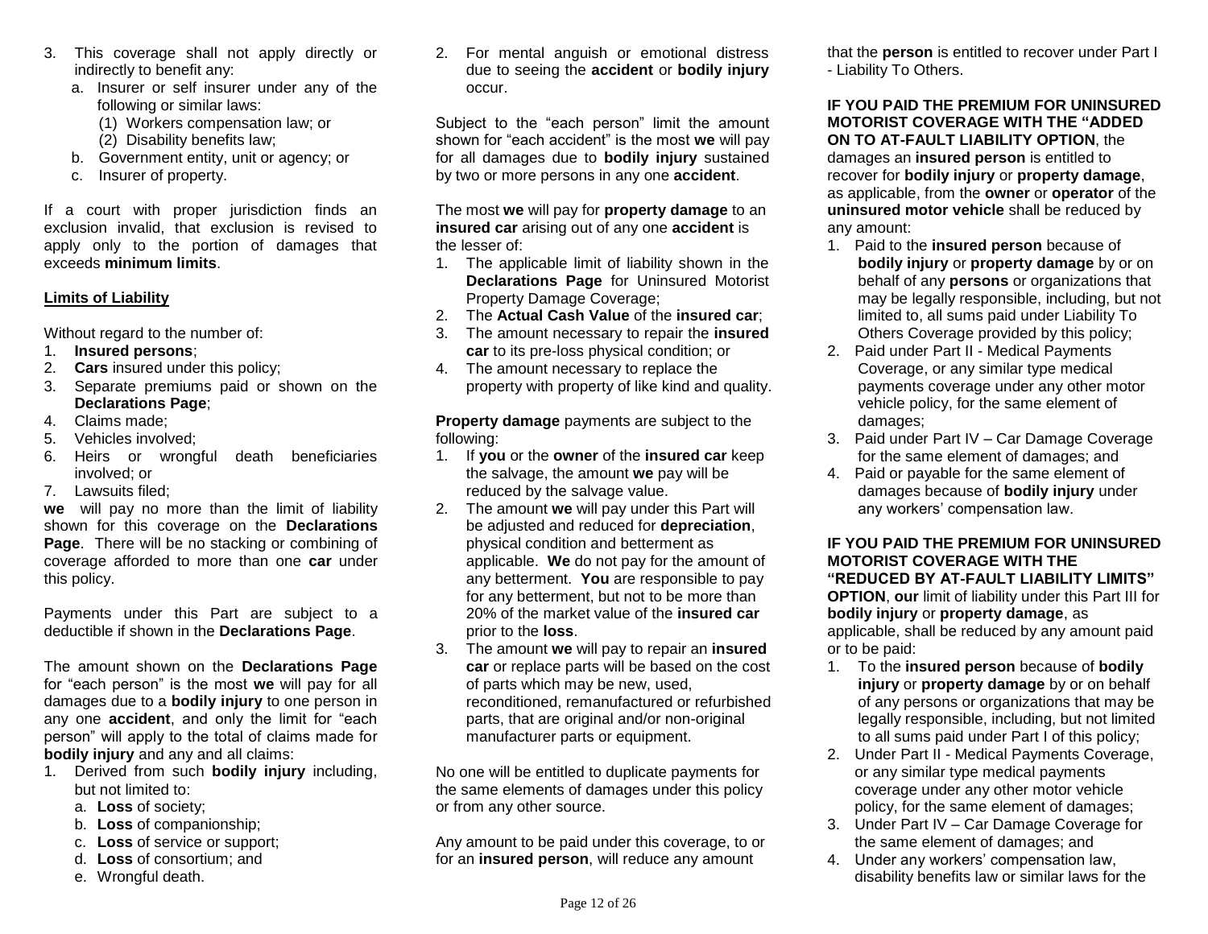3. This coverage shall not apply directly or indirectly to benefit any:
   a. Insurer or self insurer under any of the following or similar laws:
      (1) Workers compensation law; or
      (2) Disability benefits law;
   b. Government entity, unit or agency; or
   c. Insurer of property.

If a court with proper jurisdiction finds an exclusion invalid, that exclusion is revised to apply only to the portion of damages that exceeds **minimum limits**.

**Limits of Liability**

Without regard to the number of:
1. **Insured persons**;
2. **Cars** insured under this policy;
3. Separate premiums paid or shown on the **Declarations Page**;
4. Claims made;
5. Vehicles involved;
6. Heirs or wrongful death beneficiaries involved; or
7. Lawsuits filed;

**we** will pay no more than the limit of liability shown for this coverage on the **Declarations Page**. There will be no stacking or combining of coverage afforded to more than one **car** under this policy.

Payments under this Part are subject to a deductible if shown in the **Declarations Page**.

The amount shown on the **Declarations Page** for "each person" is the most **we** will pay for all damages due to a **bodily injury** to one person in any one **accident**, and only the limit for "each person" will apply to the total of claims made for **bodily injury** and any and all claims:
1. Derived from such **bodily injury** including, but not limited to:
   a. **Loss** of society;
   b. **Loss** of companionship;
   c. **Loss** of service or support;
   d. **Loss** of consortium; and
   e. Wrongful death.
2. For mental anguish or emotional distress due to seeing the **accident** or **bodily injury** occur.

Subject to the "each person" limit the amount shown for "each accident" is the most **we** will pay for all damages due to **bodily injury** sustained by two or more persons in any one **accident**.

The most **we** will pay for **property damage** to an **insured car** arising out of any one **accident** is the lesser of:
1. The applicable limit of liability shown in the **Declarations Page** for Uninsured Motorist Property Damage Coverage;
2. The **Actual Cash Value** of the **insured car**;
3. The amount necessary to repair the **insured car** to its pre-loss physical condition; or
4. The amount necessary to replace the property with property of like kind and quality.

**Property damage** payments are subject to the following:
1. If **you** or the **owner** of the **insured car** keep the salvage, the amount **we** pay will be reduced by the salvage value.
2. The amount **we** will pay under this Part will be adjusted and reduced for **depreciation**, physical condition and betterment as applicable. **We** do not pay for the amount of any betterment. **You** are responsible to pay for any betterment, but not to be more than 20% of the market value of the **insured car** prior to the **loss**.
3. The amount **we** will pay to repair an **insured car** or replace parts will be based on the cost of parts which may be new, used, reconditioned, remanufactured or refurbished parts, that are original and/or non-original manufacturer parts or equipment.

No one will be entitled to duplicate payments for the same elements of damages under this policy or from any other source.

Any amount to be paid under this coverage, to or for an **insured person**, will reduce any amount that the **person** is entitled to recover under Part I - Liability To Others.

**IF YOU PAID THE PREMIUM FOR UNINSURED MOTORIST COVERAGE WITH THE "ADDED ON TO AT-FAULT LIABILITY OPTION**, the damages an **insured person** is entitled to recover for **bodily injury** or **property damage**, as applicable, from the **owner** or **operator** of the **uninsured motor vehicle** shall be reduced by any amount:
1. Paid to the **insured person** because of **bodily injury** or **property damage** by or on behalf of any **persons** or organizations that may be legally responsible, including, but not limited to, all sums paid under Liability To Others Coverage provided by this policy;
2. Paid under Part II - Medical Payments Coverage, or any similar type medical payments coverage under any other motor vehicle policy, for the same element of damages;
3. Paid under Part IV – Car Damage Coverage for the same element of damages; and
4. Paid or payable for the same element of damages because of **bodily injury** under any workers' compensation law.

**IF YOU PAID THE PREMIUM FOR UNINSURED MOTORIST COVERAGE WITH THE "REDUCED BY AT-FAULT LIABILITY LIMITS" OPTION**, **our** limit of liability under this Part III for **bodily injury** or **property damage**, as applicable, shall be reduced by any amount paid or to be paid:
1. To the **insured person** because of **bodily injury** or **property damage** by or on behalf of any persons or organizations that may be legally responsible, including, but not limited to all sums paid under Part I of this policy;
2. Under Part II - Medical Payments Coverage, or any similar type medical payments coverage under any other motor vehicle policy, for the same element of damages;
3. Under Part IV – Car Damage Coverage for the same element of damages; and
4. Under any workers' compensation law, disability benefits law or similar laws for the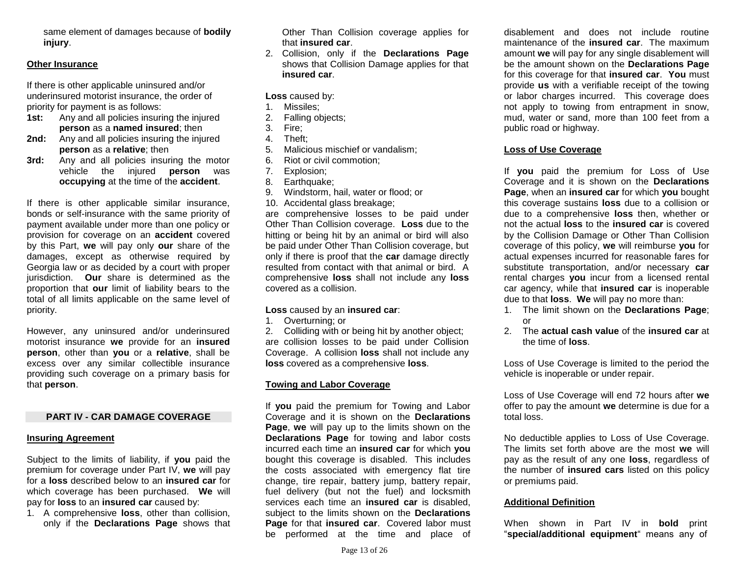same element of damages because of **bodily injury**.

**Other Insurance**

If there is other applicable uninsured and/or underinsured motorist insurance, the order of priority for payment is as follows:

**1st:** Any and all policies insuring the injured **person** as a **named insured**; then
**2nd:** Any and all policies insuring the injured **person** as a **relative**; then
**3rd:** Any and all policies insuring the motor vehicle the injured **person** was **occupying** at the time of the **accident**.

If there is other applicable similar insurance, bonds or self-insurance with the same priority of payment available under more than one policy or provision for coverage on an **accident** covered by this Part, **we** will pay only **our** share of the damages, except as otherwise required by Georgia law or as decided by a court with proper jurisdiction. **Our** share is determined as the proportion that **our** limit of liability bears to the total of all limits applicable on the same level of priority.

However, any uninsured and/or underinsured motorist insurance **we** provide for an **insured person**, other than **you** or a **relative**, shall be excess over any similar collectible insurance providing such coverage on a primary basis for that **person**.

## PART IV - CAR DAMAGE COVERAGE

**Insuring Agreement**

Subject to the limits of liability, if **you** paid the premium for coverage under Part IV, **we** will pay for a **loss** described below to an **insured car** for which coverage has been purchased. **We** will pay for **loss** to an **insured car** caused by:

1. A comprehensive **loss**, other than collision, only if the **Declarations Page** shows that Other Than Collision coverage applies for that **insured car**.
2. Collision, only if the **Declarations Page** shows that Collision Damage applies for that **insured car**.

**Loss** caused by:

1. Missiles;
2. Falling objects;
3. Fire;
4. Theft;
5. Malicious mischief or vandalism;
6. Riot or civil commotion;
7. Explosion;
8. Earthquake;
9. Windstorm, hail, water or flood; or
10. Accidental glass breakage;

are comprehensive losses to be paid under Other Than Collision coverage. **Loss** due to the hitting or being hit by an animal or bird will also be paid under Other Than Collision coverage, but only if there is proof that the **car** damage directly resulted from contact with that animal or bird. A comprehensive **loss** shall not include any **loss** covered as a collision.

**Loss** caused by an **insured car**:

1. Overturning; or
2. Colliding with or being hit by another object;

are collision losses to be paid under Collision Coverage. A collision **loss** shall not include any **loss** covered as a comprehensive **loss**.

**Towing and Labor Coverage**

If **you** paid the premium for Towing and Labor Coverage and it is shown on the **Declarations Page**, **we** will pay up to the limits shown on the **Declarations Page** for towing and labor costs incurred each time an **insured car** for which **you** bought this coverage is disabled. This includes the costs associated with emergency flat tire change, tire repair, battery jump, battery repair, fuel delivery (but not the fuel) and locksmith services each time an **insured car** is disabled, subject to the limits shown on the **Declarations Page** for that **insured car**. Covered labor must be performed at the time and place of disablement and does not include routine maintenance of the **insured car**. The maximum amount **we** will pay for any single disablement will be the amount shown on the **Declarations Page** for this coverage for that **insured car**. **You** must provide **us** with a verifiable receipt of the towing or labor charges incurred. This coverage does not apply to towing from entrapment in snow, mud, water or sand, more than 100 feet from a public road or highway.

**Loss of Use Coverage**

If **you** paid the premium for Loss of Use Coverage and it is shown on the **Declarations Page**, when an **insured car** for which **you** bought this coverage sustains **loss** due to a collision or due to a comprehensive **loss** then, whether or not the actual **loss** to the **insured car** is covered by the Collision Damage or Other Than Collision coverage of this policy, **we** will reimburse **you** for actual expenses incurred for reasonable fares for substitute transportation, and/or necessary **car** rental charges **you** incur from a licensed rental car agency, while that **insured car** is inoperable due to that **loss**. **We** will pay no more than:

1. The limit shown on the **Declarations Page**; or
2. The **actual cash value** of the **insured car** at the time of **loss**.

Loss of Use Coverage is limited to the period the vehicle is inoperable or under repair.

Loss of Use Coverage will end 72 hours after **we** offer to pay the amount **we** determine is due for a total loss.

No deductible applies to Loss of Use Coverage. The limits set forth above are the most **we** will pay as the result of any one **loss**, regardless of the number of **insured cars** listed on this policy or premiums paid.

**Additional Definition**

When shown in Part IV in **bold** print "**special/additional equipment**" means any of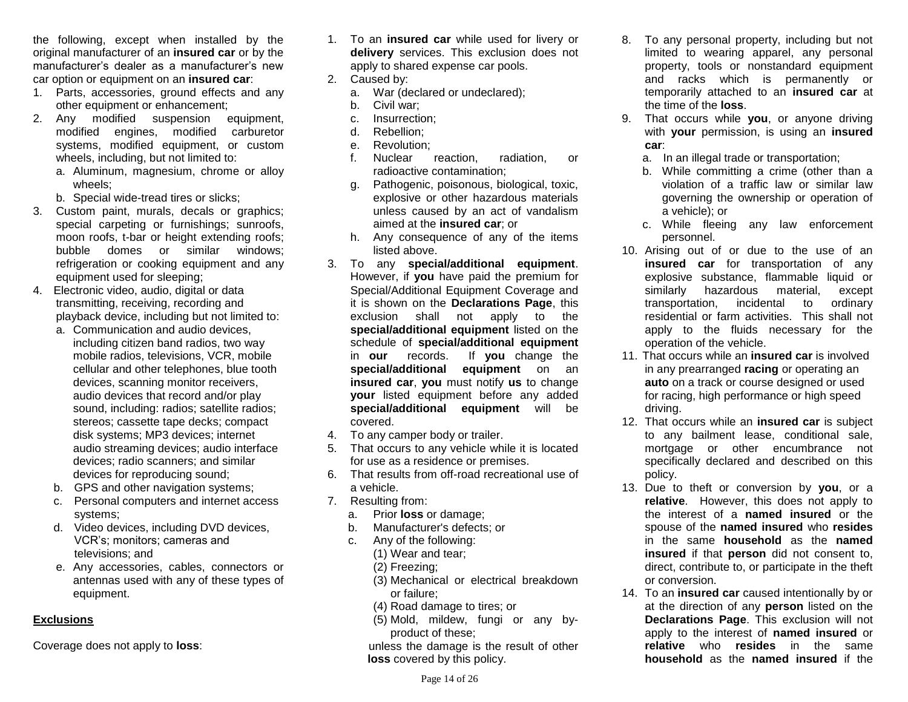the following, except when installed by the original manufacturer of an **insured car** or by the manufacturer's dealer as a manufacturer's new car option or equipment on an **insured car**:

1. Parts, accessories, ground effects and any other equipment or enhancement;
2. Any modified suspension equipment, modified engines, modified carburetor systems, modified equipment, or custom wheels, including, but not limited to:
   a. Aluminum, magnesium, chrome or alloy wheels;
   b. Special wide-tread tires or slicks;
3. Custom paint, murals, decals or graphics; special carpeting or furnishings; sunroofs, moon roofs, t-bar or height extending roofs; bubble domes or similar windows; refrigeration or cooking equipment and any equipment used for sleeping;
4. Electronic video, audio, digital or data transmitting, receiving, recording and playback device, including but not limited to:
   a. Communication and audio devices, including citizen band radios, two way mobile radios, televisions, VCR, mobile cellular and other telephones, blue tooth devices, scanning monitor receivers, audio devices that record and/or play sound, including: radios; satellite radios; stereos; cassette tape decks; compact disk systems; MP3 devices; internet audio streaming devices; audio interface devices; radio scanners; and similar devices for reproducing sound;
   b. GPS and other navigation systems;
   c. Personal computers and internet access systems;
   d. Video devices, including DVD devices, VCR's; monitors; cameras and televisions; and
   e. Any accessories, cables, connectors or antennas used with any of these types of equipment.

## Exclusions

Coverage does not apply to **loss**:

1. To an **insured car** while used for livery or **delivery** services. This exclusion does not apply to shared expense car pools.
2. Caused by:
   a. War (declared or undeclared);
   b. Civil war;
   c. Insurrection;
   d. Rebellion;
   e. Revolution;
   f. Nuclear reaction, radiation, or radioactive contamination;
   g. Pathogenic, poisonous, biological, toxic, explosive or other hazardous materials unless caused by an act of vandalism aimed at the **insured car**; or
   h. Any consequence of any of the items listed above.
3. To any **special/additional equipment**. However, if **you** have paid the premium for Special/Additional Equipment Coverage and it is shown on the **Declarations Page**, this exclusion shall not apply to the **special/additional equipment** listed on the schedule of **special/additional equipment** in **our** records. If **you** change the **special/additional equipment** on an **insured car**, **you** must notify **us** to change **your** listed equipment before any added **special/additional equipment** will be covered.
4. To any camper body or trailer.
5. That occurs to any vehicle while it is located for use as a residence or premises.
6. That results from off-road recreational use of a vehicle.
7. Resulting from:
   a. Prior **loss** or damage;
   b. Manufacturer's defects; or
   c. Any of the following:
      (1) Wear and tear;
      (2) Freezing;
      (3) Mechanical or electrical breakdown or failure;
      (4) Road damage to tires; or
      (5) Mold, mildew, fungi or any by-product of these;

   unless the damage is the result of other **loss** covered by this policy.
8. To any personal property, including but not limited to wearing apparel, any personal property, tools or nonstandard equipment and racks which is permanently or temporarily attached to an **insured car** at the time of the **loss**.
9. That occurs while **you**, or anyone driving with **your** permission, is using an **insured car**:
   a. In an illegal trade or transportation;
   b. While committing a crime (other than a violation of a traffic law or similar law governing the ownership or operation of a vehicle); or
   c. While fleeing any law enforcement personnel.
10. Arising out of or due to the use of an **insured car** for transportation of any explosive substance, flammable liquid or similarly hazardous material, except transportation, incidental to ordinary residential or farm activities. This shall not apply to the fluids necessary for the operation of the vehicle.
11. That occurs while an **insured car** is involved in any prearranged **racing** or operating an **auto** on a track or course designed or used for racing, high performance or high speed driving.
12. That occurs while an **insured car** is subject to any bailment lease, conditional sale, mortgage or other encumbrance not specifically declared and described on this policy.
13. Due to theft or conversion by **you**, or a **relative**. However, this does not apply to the interest of a **named insured** or the spouse of the **named insured** who **resides** in the same **household** as the **named insured** if that **person** did not consent to, direct, contribute to, or participate in the theft or conversion.
14. To an **insured car** caused intentionally by or at the direction of any **person** listed on the **Declarations Page**. This exclusion will not apply to the interest of **named insured** or **relative** who **resides** in the same **household** as the **named insured** if the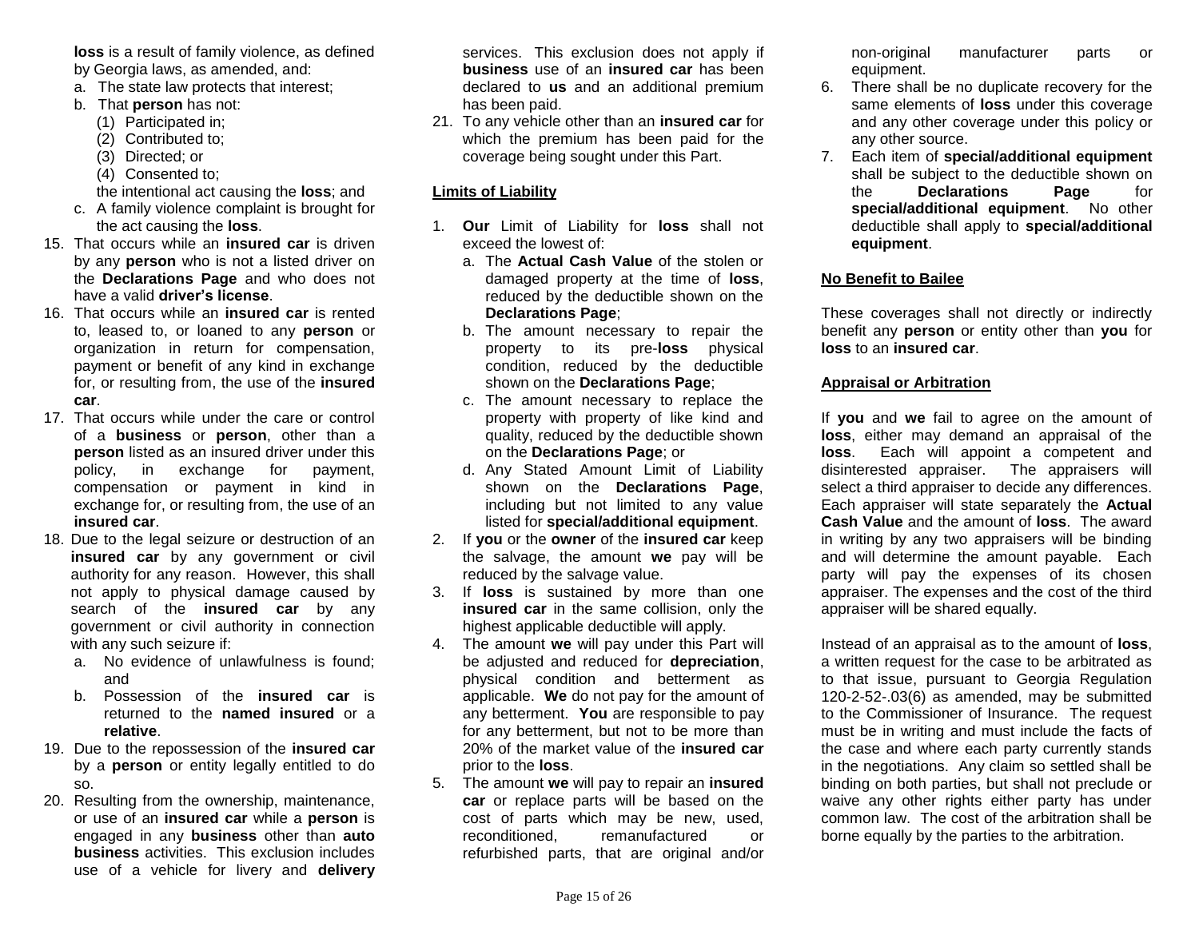**loss** is a result of family violence, as defined by Georgia laws, as amended, and:

a. The state law protects that interest;
b. That **person** has not:
   (1) Participated in;
   (2) Contributed to;
   (3) Directed; or
   (4) Consented to;

   the intentional act causing the **loss**; and
c. A family violence complaint is brought for the act causing the **loss**.

15. That occurs while an **insured car** is driven by any **person** who is not a listed driver on the **Declarations Page** and who does not have a valid **driver's license**.
16. That occurs while an **insured car** is rented to, leased to, or loaned to any **person** or organization in return for compensation, payment or benefit of any kind in exchange for, or resulting from, the use of the **insured car**.
17. That occurs while under the care or control of a **business** or **person**, other than a **person** listed as an insured driver under this policy, in exchange for payment, compensation or payment in kind in exchange for, or resulting from, the use of an **insured car**.
18. Due to the legal seizure or destruction of an **insured car** by any government or civil authority for any reason. However, this shall not apply to physical damage caused by search of the **insured car** by any government or civil authority in connection with any such seizure if:
    a. No evidence of unlawfulness is found; and
    b. Possession of the **insured car** is returned to the **named insured** or a **relative**.
19. Due to the repossession of the **insured car** by a **person** or entity legally entitled to do so.
20. Resulting from the ownership, maintenance, or use of an **insured car** while a **person** is engaged in any **business** other than **auto business** activities. This exclusion includes use of a vehicle for livery and **delivery** services. This exclusion does not apply if **business** use of an **insured car** has been declared to **us** and an additional premium has been paid.
21. To any vehicle other than an **insured car** for which the premium has been paid for the coverage being sought under this Part.

**Limits of Liability**

1. **Our** Limit of Liability for **loss** shall not exceed the lowest of:
   a. The **Actual Cash Value** of the stolen or damaged property at the time of **loss**, reduced by the deductible shown on the **Declarations Page**;
   b. The amount necessary to repair the property to its pre-**loss** physical condition, reduced by the deductible shown on the **Declarations Page**;
   c. The amount necessary to replace the property with property of like kind and quality, reduced by the deductible shown on the **Declarations Page**; or
   d. Any Stated Amount Limit of Liability shown on the **Declarations Page**, including but not limited to any value listed for **special/additional equipment**.
2. If **you** or the **owner** of the **insured car** keep the salvage, the amount **we** pay will be reduced by the salvage value.
3. If **loss** is sustained by more than one **insured car** in the same collision, only the highest applicable deductible will apply.
4. The amount **we** will pay under this Part will be adjusted and reduced for **depreciation**, physical condition and betterment as applicable. **We** do not pay for the amount of any betterment. **You** are responsible to pay for any betterment, but not to be more than 20% of the market value of the **insured car** prior to the **loss**.
5. The amount **we** will pay to repair an **insured car** or replace parts will be based on the cost of parts which may be new, used, reconditioned, remanufactured or refurbished parts, that are original and/or non-original manufacturer parts or equipment.
6. There shall be no duplicate recovery for the same elements of **loss** under this coverage and any other coverage under this policy or any other source.
7. Each item of **special/additional equipment** shall be subject to the deductible shown on the **Declarations Page** for **special/additional equipment**. No other deductible shall apply to **special/additional equipment**.

**No Benefit to Bailee**

These coverages shall not directly or indirectly benefit any **person** or entity other than **you** for **loss** to an **insured car**.

**Appraisal or Arbitration**

If **you** and **we** fail to agree on the amount of **loss**, either may demand an appraisal of the **loss**. Each will appoint a competent and disinterested appraiser. The appraisers will select a third appraiser to decide any differences. Each appraiser will state separately the **Actual Cash Value** and the amount of **loss**. The award in writing by any two appraisers will be binding and will determine the amount payable. Each party will pay the expenses of its chosen appraiser. The expenses and the cost of the third appraiser will be shared equally.

Instead of an appraisal as to the amount of **loss**, a written request for the case to be arbitrated as to that issue, pursuant to Georgia Regulation 120-2-52-.03(6) as amended, may be submitted to the Commissioner of Insurance. The request must be in writing and must include the facts of the case and where each party currently stands in the negotiations. Any claim so settled shall be binding on both parties, but shall not preclude or waive any other rights either party has under common law. The cost of the arbitration shall be borne equally by the parties to the arbitration.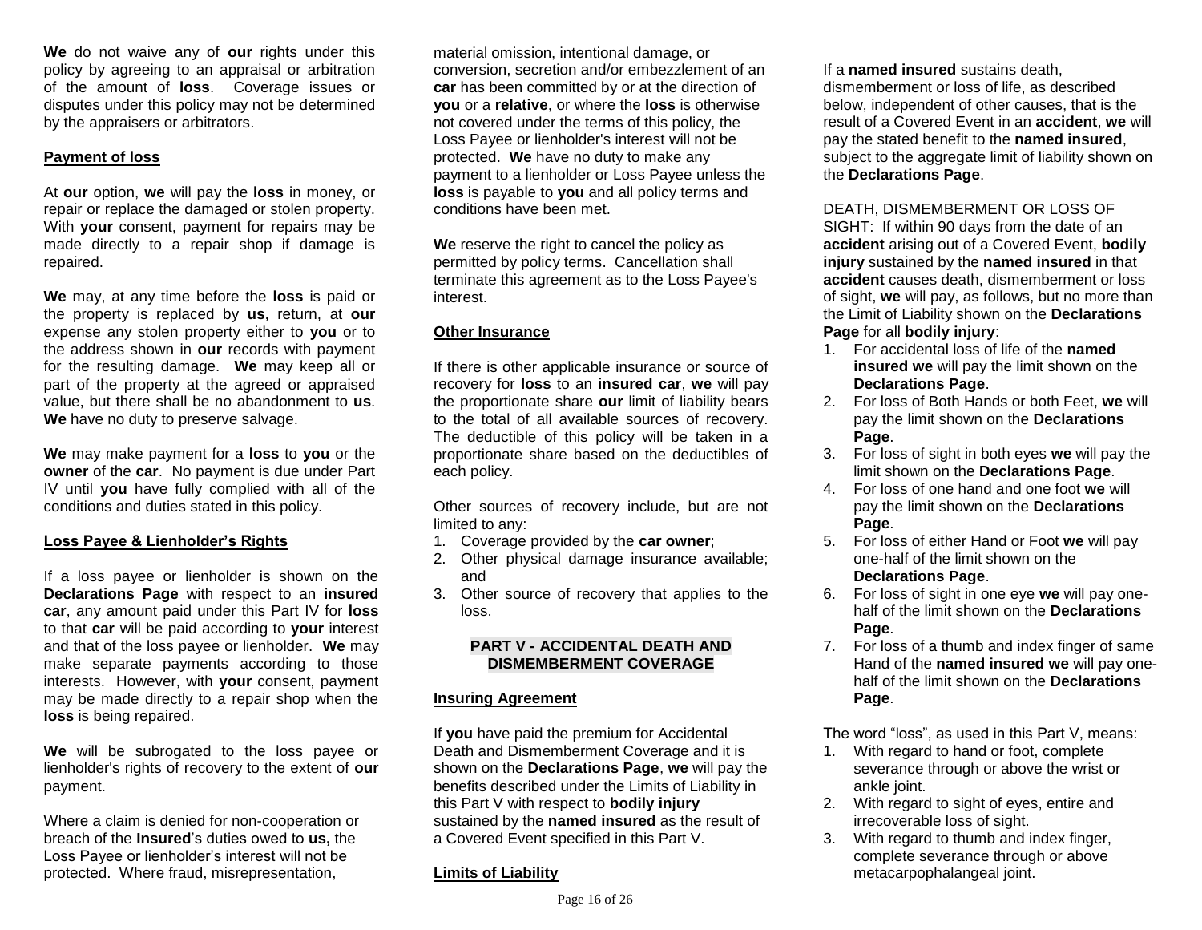**We** do not waive any of **our** rights under this policy by agreeing to an appraisal or arbitration of the amount of **loss**. Coverage issues or disputes under this policy may not be determined by the appraisers or arbitrators.

**Payment of loss**

At **our** option, **we** will pay the **loss** in money, or repair or replace the damaged or stolen property. With **your** consent, payment for repairs may be made directly to a repair shop if damage is repaired.

**We** may, at any time before the **loss** is paid or the property is replaced by **us**, return, at **our** expense any stolen property either to **you** or to the address shown in **our** records with payment for the resulting damage. **We** may keep all or part of the property at the agreed or appraised value, but there shall be no abandonment to **us**. **We** have no duty to preserve salvage.

**We** may make payment for a **loss** to **you** or the **owner** of the **car**. No payment is due under Part IV until **you** have fully complied with all of the conditions and duties stated in this policy.

**Loss Payee & Lienholder's Rights**

If a loss payee or lienholder is shown on the **Declarations Page** with respect to an **insured car**, any amount paid under this Part IV for **loss** to that **car** will be paid according to **your** interest and that of the loss payee or lienholder. **We** may make separate payments according to those interests. However, with **your** consent, payment may be made directly to a repair shop when the **loss** is being repaired.

**We** will be subrogated to the loss payee or lienholder's rights of recovery to the extent of **our** payment.

Where a claim is denied for non-cooperation or breach of the **Insured**'s duties owed to **us,** the Loss Payee or lienholder's interest will not be protected. Where fraud, misrepresentation, material omission, intentional damage, or conversion, secretion and/or embezzlement of an **car** has been committed by or at the direction of **you** or a **relative**, or where the **loss** is otherwise not covered under the terms of this policy, the Loss Payee or lienholder's interest will not be protected. **We** have no duty to make any payment to a lienholder or Loss Payee unless the **loss** is payable to **you** and all policy terms and conditions have been met.

**We** reserve the right to cancel the policy as permitted by policy terms. Cancellation shall terminate this agreement as to the Loss Payee's interest.

**Other Insurance**

If there is other applicable insurance or source of recovery for **loss** to an **insured car**, **we** will pay the proportionate share **our** limit of liability bears to the total of all available sources of recovery. The deductible of this policy will be taken in a proportionate share based on the deductibles of each policy.

Other sources of recovery include, but are not limited to any:

1. Coverage provided by the **car owner**;
2. Other physical damage insurance available; and
3. Other source of recovery that applies to the loss.

## PART V - ACCIDENTAL DEATH AND DISMEMBERMENT COVERAGE

**Insuring Agreement**

If **you** have paid the premium for Accidental Death and Dismemberment Coverage and it is shown on the **Declarations Page**, **we** will pay the benefits described under the Limits of Liability in this Part V with respect to **bodily injury** sustained by the **named insured** as the result of a Covered Event specified in this Part V.

**Limits of Liability**

If a **named insured** sustains death, dismemberment or loss of life, as described below, independent of other causes, that is the result of a Covered Event in an **accident**, **we** will pay the stated benefit to the **named insured**, subject to the aggregate limit of liability shown on the **Declarations Page**.

DEATH, DISMEMBERMENT OR LOSS OF SIGHT: If within 90 days from the date of an **accident** arising out of a Covered Event, **bodily injury** sustained by the **named insured** in that **accident** causes death, dismemberment or loss of sight, **we** will pay, as follows, but no more than the Limit of Liability shown on the **Declarations Page** for all **bodily injury**:

1. For accidental loss of life of the **named insured we** will pay the limit shown on the **Declarations Page**.
2. For loss of Both Hands or both Feet, **we** will pay the limit shown on the **Declarations Page**.
3. For loss of sight in both eyes **we** will pay the limit shown on the **Declarations Page**.
4. For loss of one hand and one foot **we** will pay the limit shown on the **Declarations Page**.
5. For loss of either Hand or Foot **we** will pay one-half of the limit shown on the **Declarations Page**.
6. For loss of sight in one eye **we** will pay one-half of the limit shown on the **Declarations Page**.
7. For loss of a thumb and index finger of same Hand of the **named insured we** will pay one-half of the limit shown on the **Declarations Page**.

The word "loss", as used in this Part V, means:

1. With regard to hand or foot, complete severance through or above the wrist or ankle joint.
2. With regard to sight of eyes, entire and irrecoverable loss of sight.
3. With regard to thumb and index finger, complete severance through or above metacarpophalangeal joint.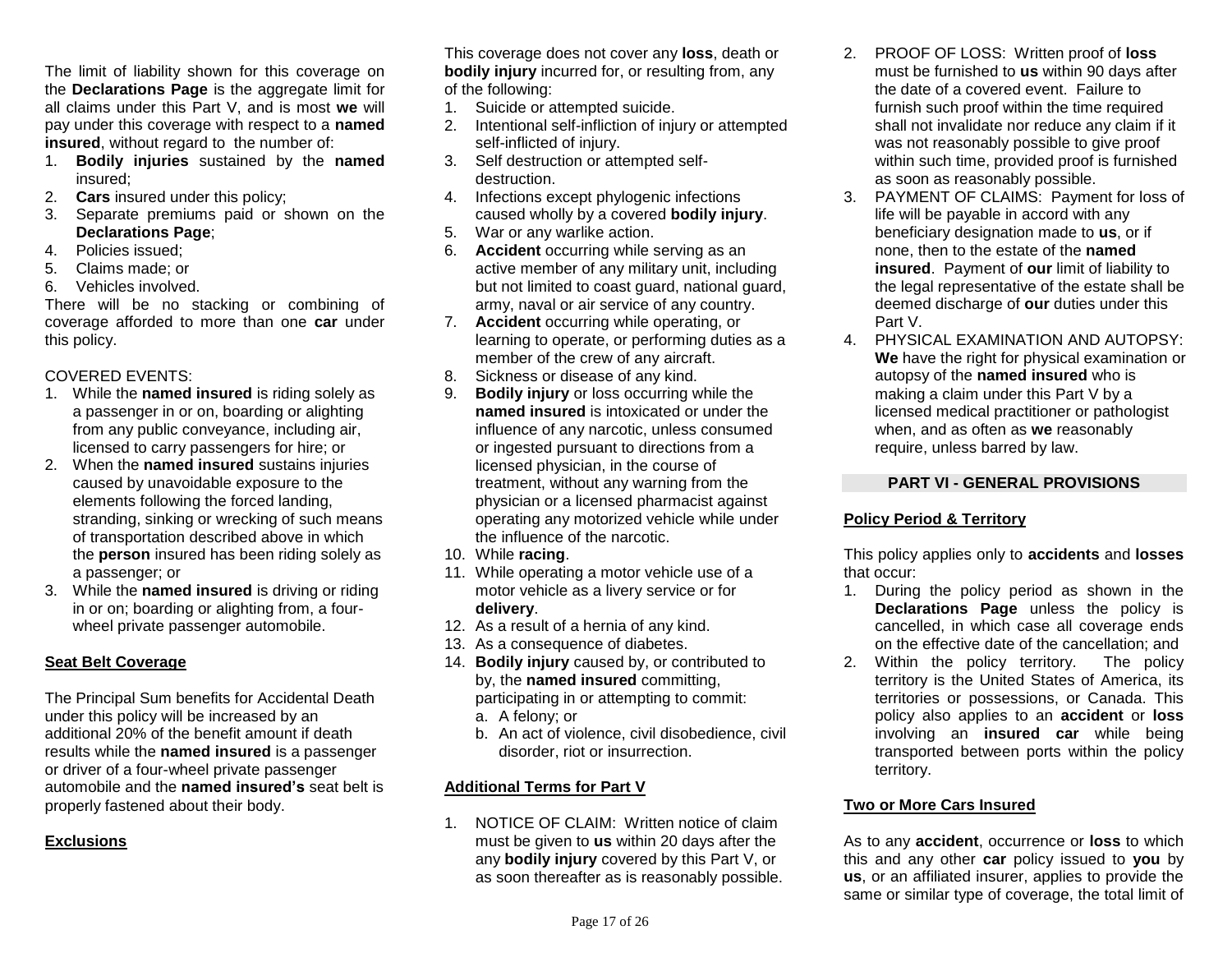The limit of liability shown for this coverage on the **Declarations Page** is the aggregate limit for all claims under this Part V, and is most **we** will pay under this coverage with respect to a **named insured**, without regard to the number of:

1. **Bodily injuries** sustained by the **named** insured;
2. **Cars** insured under this policy;
3. Separate premiums paid or shown on the **Declarations Page**;
4. Policies issued;
5. Claims made; or
6. Vehicles involved.

There will be no stacking or combining of coverage afforded to more than one **car** under this policy.

COVERED EVENTS:

1. While the **named insured** is riding solely as a passenger in or on, boarding or alighting from any public conveyance, including air, licensed to carry passengers for hire; or
2. When the **named insured** sustains injuries caused by unavoidable exposure to the elements following the forced landing, stranding, sinking or wrecking of such means of transportation described above in which the **person** insured has been riding solely as a passenger; or
3. While the **named insured** is driving or riding in or on; boarding or alighting from, a four-wheel private passenger automobile.

**Seat Belt Coverage**

The Principal Sum benefits for Accidental Death under this policy will be increased by an additional 20% of the benefit amount if death results while the **named insured** is a passenger or driver of a four-wheel private passenger automobile and the **named insured's** seat belt is properly fastened about their body.

**Exclusions**

This coverage does not cover any **loss**, death or **bodily injury** incurred for, or resulting from, any of the following:

1. Suicide or attempted suicide.
2. Intentional self-infliction of injury or attempted self-inflicted of injury.
3. Self destruction or attempted self-destruction.
4. Infections except phylogenic infections caused wholly by a covered **bodily injury**.
5. War or any warlike action.
6. **Accident** occurring while serving as an active member of any military unit, including but not limited to coast guard, national guard, army, naval or air service of any country.
7. **Accident** occurring while operating, or learning to operate, or performing duties as a member of the crew of any aircraft.
8. Sickness or disease of any kind.
9. **Bodily injury** or loss occurring while the **named insured** is intoxicated or under the influence of any narcotic, unless consumed or ingested pursuant to directions from a licensed physician, in the course of treatment, without any warning from the physician or a licensed pharmacist against operating any motorized vehicle while under the influence of the narcotic.
10. While **racing**.
11. While operating a motor vehicle use of a motor vehicle as a livery service or for **delivery**.
12. As a result of a hernia of any kind.
13. As a consequence of diabetes.
14. **Bodily injury** caused by, or contributed to by, the **named insured** committing, participating in or attempting to commit:
    a. A felony; or
    b. An act of violence, civil disobedience, civil disorder, riot or insurrection.

**Additional Terms for Part V**

1. NOTICE OF CLAIM: Written notice of claim must be given to **us** within 20 days after the any **bodily injury** covered by this Part V, or as soon thereafter as is reasonably possible.
2. PROOF OF LOSS: Written proof of **loss** must be furnished to **us** within 90 days after the date of a covered event. Failure to furnish such proof within the time required shall not invalidate nor reduce any claim if it was not reasonably possible to give proof within such time, provided proof is furnished as soon as reasonably possible.
3. PAYMENT OF CLAIMS: Payment for loss of life will be payable in accord with any beneficiary designation made to **us**, or if none, then to the estate of the **named insured**. Payment of **our** limit of liability to the legal representative of the estate shall be deemed discharge of **our** duties under this Part V.
4. PHYSICAL EXAMINATION AND AUTOPSY: **We** have the right for physical examination or autopsy of the **named insured** who is making a claim under this Part V by a licensed medical practitioner or pathologist when, and as often as **we** reasonably require, unless barred by law.

## PART VI - GENERAL PROVISIONS

**Policy Period & Territory**

This policy applies only to **accidents** and **losses** that occur:

1. During the policy period as shown in the **Declarations Page** unless the policy is cancelled, in which case all coverage ends on the effective date of the cancellation; and
2. Within the policy territory. The policy territory is the United States of America, its territories or possessions, or Canada. This policy also applies to an **accident** or **loss** involving an **insured car** while being transported between ports within the policy territory.

**Two or More Cars Insured**

As to any **accident**, occurrence or **loss** to which this and any other **car** policy issued to **you** by **us**, or an affiliated insurer, applies to provide the same or similar type of coverage, the total limit of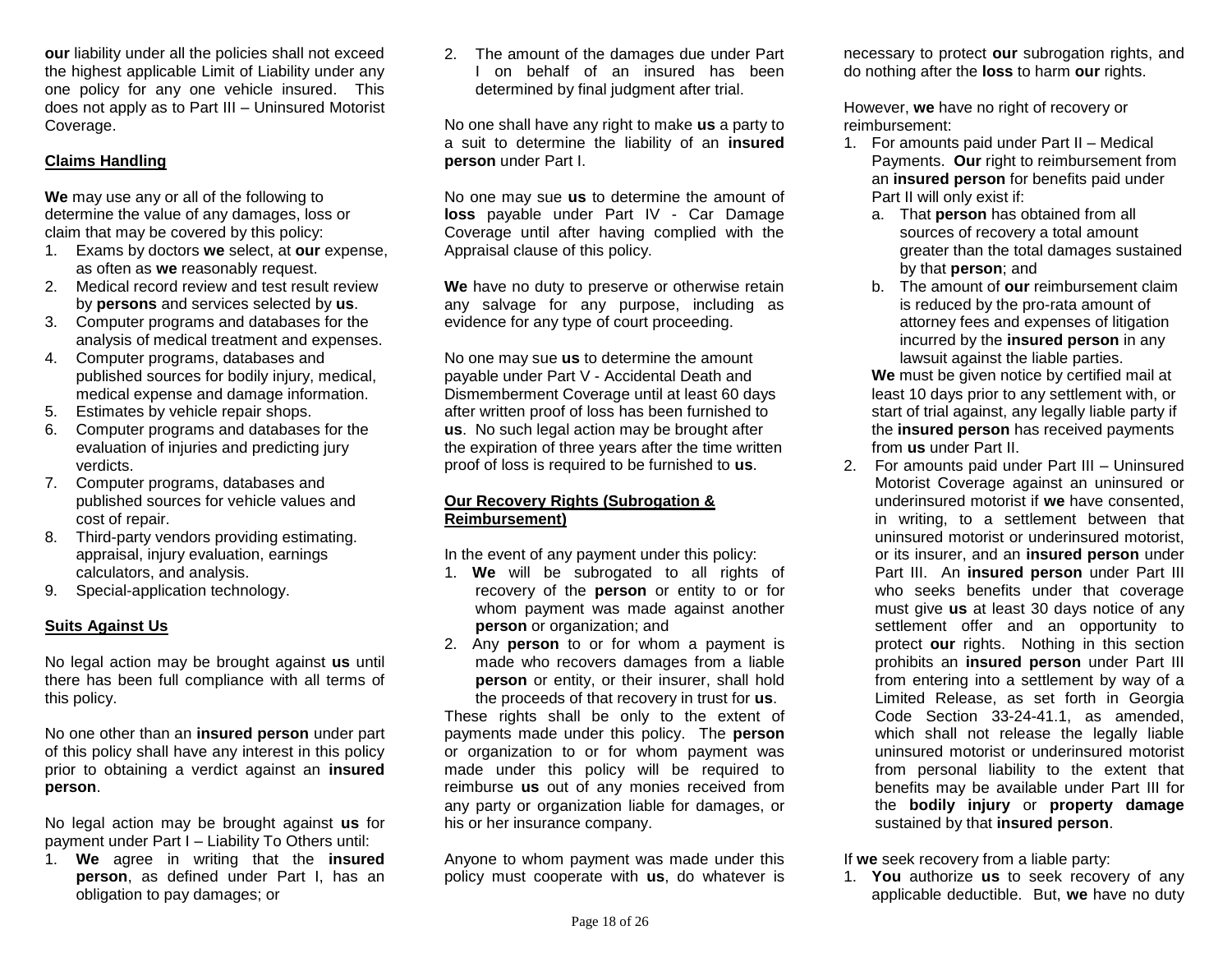**our** liability under all the policies shall not exceed the highest applicable Limit of Liability under any one policy for any one vehicle insured. This does not apply as to Part III – Uninsured Motorist Coverage.

**Claims Handling**

**We** may use any or all of the following to determine the value of any damages, loss or claim that may be covered by this policy:

1. Exams by doctors **we** select, at **our** expense, as often as **we** reasonably request.
2. Medical record review and test result review by **persons** and services selected by **us**.
3. Computer programs and databases for the analysis of medical treatment and expenses.
4. Computer programs, databases and published sources for bodily injury, medical, medical expense and damage information.
5. Estimates by vehicle repair shops.
6. Computer programs and databases for the evaluation of injuries and predicting jury verdicts.
7. Computer programs, databases and published sources for vehicle values and cost of repair.
8. Third-party vendors providing estimating. appraisal, injury evaluation, earnings calculators, and analysis.
9. Special-application technology.

**Suits Against Us**

No legal action may be brought against **us** until there has been full compliance with all terms of this policy.

No one other than an **insured person** under part of this policy shall have any interest in this policy prior to obtaining a verdict against an **insured person**.

No legal action may be brought against **us** for payment under Part I – Liability To Others until:

1. **We** agree in writing that the **insured person**, as defined under Part I, has an obligation to pay damages; or
2. The amount of the damages due under Part I on behalf of an insured has been determined by final judgment after trial.

No one shall have any right to make **us** a party to a suit to determine the liability of an **insured person** under Part I.

No one may sue **us** to determine the amount of **loss** payable under Part IV - Car Damage Coverage until after having complied with the Appraisal clause of this policy.

**We** have no duty to preserve or otherwise retain any salvage for any purpose, including as evidence for any type of court proceeding.

No one may sue **us** to determine the amount payable under Part V - Accidental Death and Dismemberment Coverage until at least 60 days after written proof of loss has been furnished to **us**. No such legal action may be brought after the expiration of three years after the time written proof of loss is required to be furnished to **us**.

**Our Recovery Rights (Subrogation & Reimbursement)**

In the event of any payment under this policy:

1. **We** will be subrogated to all rights of recovery of the **person** or entity to or for whom payment was made against another **person** or organization; and
2. Any **person** to or for whom a payment is made who recovers damages from a liable **person** or entity, or their insurer, shall hold the proceeds of that recovery in trust for **us**.

These rights shall be only to the extent of payments made under this policy. The **person** or organization to or for whom payment was made under this policy will be required to reimburse **us** out of any monies received from any party or organization liable for damages, or his or her insurance company.

Anyone to whom payment was made under this policy must cooperate with **us**, do whatever is necessary to protect **our** subrogation rights, and do nothing after the **loss** to harm **our** rights.

However, **we** have no right of recovery or reimbursement:

1. For amounts paid under Part II – Medical Payments. **Our** right to reimbursement from an **insured person** for benefits paid under Part II will only exist if:
   a. That **person** has obtained from all sources of recovery a total amount greater than the total damages sustained by that **person**; and
   b. The amount of **our** reimbursement claim is reduced by the pro-rata amount of attorney fees and expenses of litigation incurred by the **insured person** in any lawsuit against the liable parties.

   **We** must be given notice by certified mail at least 10 days prior to any settlement with, or start of trial against, any legally liable party if the **insured person** has received payments from **us** under Part II.
2. For amounts paid under Part III – Uninsured Motorist Coverage against an uninsured or underinsured motorist if **we** have consented, in writing, to a settlement between that uninsured motorist or underinsured motorist, or its insurer, and an **insured person** under Part III. An **insured person** under Part III who seeks benefits under that coverage must give **us** at least 30 days notice of any settlement offer and an opportunity to protect **our** rights. Nothing in this section prohibits an **insured person** under Part III from entering into a settlement by way of a Limited Release, as set forth in Georgia Code Section 33-24-41.1, as amended, which shall not release the legally liable uninsured motorist or underinsured motorist from personal liability to the extent that benefits may be available under Part III for the **bodily injury** or **property damage** sustained by that **insured person**.

If **we** seek recovery from a liable party:

1. **You** authorize **us** to seek recovery of any applicable deductible. But, **we** have no duty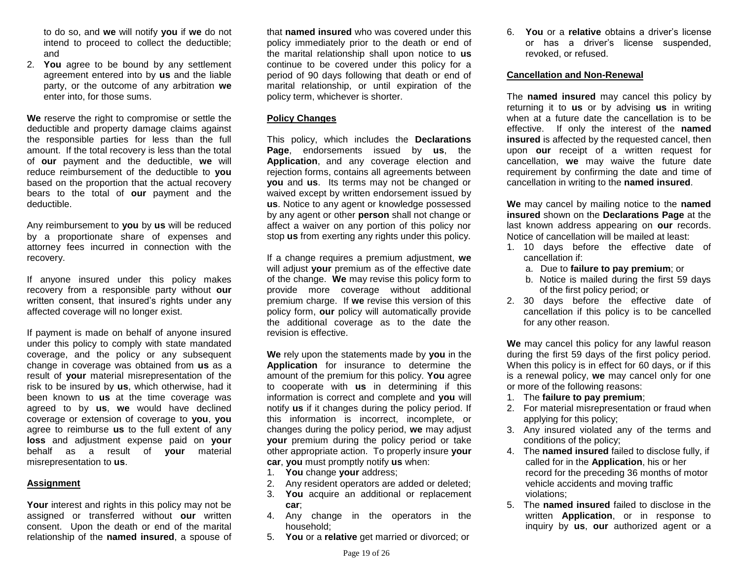to do so, and **we** will notify **you** if **we** do not intend to proceed to collect the deductible; and

2. **You** agree to be bound by any settlement agreement entered into by **us** and the liable party, or the outcome of any arbitration **we** enter into, for those sums.

**We** reserve the right to compromise or settle the deductible and property damage claims against the responsible parties for less than the full amount. If the total recovery is less than the total of **our** payment and the deductible, **we** will reduce reimbursement of the deductible to **you** based on the proportion that the actual recovery bears to the total of **our** payment and the deductible.

Any reimbursement to **you** by **us** will be reduced by a proportionate share of expenses and attorney fees incurred in connection with the recovery.

If anyone insured under this policy makes recovery from a responsible party without **our** written consent, that insured's rights under any affected coverage will no longer exist.

If payment is made on behalf of anyone insured under this policy to comply with state mandated coverage, and the policy or any subsequent change in coverage was obtained from **us** as a result of **your** material misrepresentation of the risk to be insured by **us**, which otherwise, had it been known to **us** at the time coverage was agreed to by **us**, **we** would have declined coverage or extension of coverage to **you**, **you** agree to reimburse **us** to the full extent of any **loss** and adjustment expense paid on **your** behalf as a result of **your** material misrepresentation to **us**.

**Assignment**

**Your** interest and rights in this policy may not be assigned or transferred without **our** written consent. Upon the death or end of the marital relationship of the **named insured**, a spouse of that **named insured** who was covered under this policy immediately prior to the death or end of the marital relationship shall upon notice to **us** continue to be covered under this policy for a period of 90 days following that death or end of marital relationship, or until expiration of the policy term, whichever is shorter.

**Policy Changes**

This policy, which includes the **Declarations Page**, endorsements issued by **us**, the **Application**, and any coverage election and rejection forms, contains all agreements between **you** and **us**. Its terms may not be changed or waived except by written endorsement issued by **us**. Notice to any agent or knowledge possessed by any agent or other **person** shall not change or affect a waiver on any portion of this policy nor stop **us** from exerting any rights under this policy.

If a change requires a premium adjustment, **we** will adjust **your** premium as of the effective date of the change. **We** may revise this policy form to provide more coverage without additional premium charge. If **we** revise this version of this policy form, **our** policy will automatically provide the additional coverage as to the date the revision is effective.

**We** rely upon the statements made by **you** in the **Application** for insurance to determine the amount of the premium for this policy. **You** agree to cooperate with **us** in determining if this information is correct and complete and **you** will notify **us** if it changes during the policy period. If this information is incorrect, incomplete, or changes during the policy period, **we** may adjust **your** premium during the policy period or take other appropriate action. To properly insure **your car**, **you** must promptly notify **us** when:

1. **You** change **your** address;
2. Any resident operators are added or deleted;
3. **You** acquire an additional or replacement **car**;
4. Any change in the operators in the household;
5. **You** or a **relative** get married or divorced; or
6. **You** or a **relative** obtains a driver's license or has a driver's license suspended, revoked, or refused.

**Cancellation and Non-Renewal**

The **named insured** may cancel this policy by returning it to **us** or by advising **us** in writing when at a future date the cancellation is to be effective. If only the interest of the **named insured** is affected by the requested cancel, then upon **our** receipt of a written request for cancellation, **we** may waive the future date requirement by confirming the date and time of cancellation in writing to the **named insured**.

**We** may cancel by mailing notice to the **named insured** shown on the **Declarations Page** at the last known address appearing on **our** records. Notice of cancellation will be mailed at least:

1. 10 days before the effective date of cancellation if:
   a. Due to **failure to pay premium**; or
   b. Notice is mailed during the first 59 days of the first policy period; or
2. 30 days before the effective date of cancellation if this policy is to be cancelled for any other reason.

**We** may cancel this policy for any lawful reason during the first 59 days of the first policy period. When this policy is in effect for 60 days, or if this is a renewal policy, **we** may cancel only for one or more of the following reasons:

1. The **failure to pay premium**;
2. For material misrepresentation or fraud when applying for this policy;
3. Any insured violated any of the terms and conditions of the policy;
4. The **named insured** failed to disclose fully, if called for in the **Application**, his or her record for the preceding 36 months of motor vehicle accidents and moving traffic violations;
5. The **named insured** failed to disclose in the written **Application**, or in response to inquiry by **us**, **our** authorized agent or a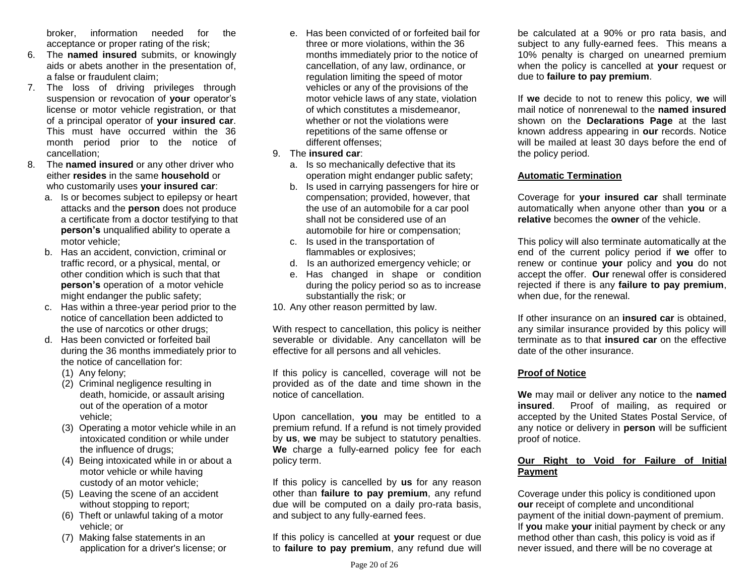broker, information needed for the acceptance or proper rating of the risk;

6. The **named insured** submits, or knowingly aids or abets another in the presentation of, a false or fraudulent claim;
7. The loss of driving privileges through suspension or revocation of **your** operator's license or motor vehicle registration, or that of a principal operator of **your insured car**. This must have occurred within the 36 month period prior to the notice of cancellation;
8. The **named insured** or any other driver who either **resides** in the same **household** or who customarily uses **your insured car**:
   a. Is or becomes subject to epilepsy or heart attacks and the **person** does not produce a certificate from a doctor testifying to that **person's** unqualified ability to operate a motor vehicle;
   b. Has an accident, conviction, criminal or traffic record, or a physical, mental, or other condition which is such that that **person's** operation of a motor vehicle might endanger the public safety;
   c. Has within a three-year period prior to the notice of cancellation been addicted to the use of narcotics or other drugs;
   d. Has been convicted or forfeited bail during the 36 months immediately prior to the notice of cancellation for:
      (1) Any felony;
      (2) Criminal negligence resulting in death, homicide, or assault arising out of the operation of a motor vehicle;
      (3) Operating a motor vehicle while in an intoxicated condition or while under the influence of drugs;
      (4) Being intoxicated while in or about a motor vehicle or while having custody of an motor vehicle;
      (5) Leaving the scene of an accident without stopping to report;
      (6) Theft or unlawful taking of a motor vehicle; or
      (7) Making false statements in an application for a driver's license; or
   e. Has been convicted of or forfeited bail for three or more violations, within the 36 months immediately prior to the notice of cancellation, of any law, ordinance, or regulation limiting the speed of motor vehicles or any of the provisions of the motor vehicle laws of any state, violation of which constitutes a misdemeanor, whether or not the violations were repetitions of the same offense or different offenses;
9. The **insured car**:
   a. Is so mechanically defective that its operation might endanger public safety;
   b. Is used in carrying passengers for hire or compensation; provided, however, that the use of an automobile for a car pool shall not be considered use of an automobile for hire or compensation;
   c. Is used in the transportation of flammables or explosives;
   d. Is an authorized emergency vehicle; or
   e. Has changed in shape or condition during the policy period so as to increase substantially the risk; or
10. Any other reason permitted by law.

With respect to cancellation, this policy is neither severable or dividable. Any cancellaton will be effective for all persons and all vehicles.

If this policy is cancelled, coverage will not be provided as of the date and time shown in the notice of cancellation.

Upon cancellation, **you** may be entitled to a premium refund. If a refund is not timely provided by **us**, **we** may be subject to statutory penalties. **We** charge a fully-earned policy fee for each policy term.

If this policy is cancelled by **us** for any reason other than **failure to pay premium**, any refund due will be computed on a daily pro-rata basis, and subject to any fully-earned fees.

If this policy is cancelled at **your** request or due to **failure to pay premium**, any refund due will be calculated at a 90% or pro rata basis, and subject to any fully-earned fees. This means a 10% penalty is charged on unearned premium when the policy is cancelled at **your** request or due to **failure to pay premium**.

If **we** decide to not to renew this policy, **we** will mail notice of nonrenewal to the **named insured** shown on the **Declarations Page** at the last known address appearing in **our** records. Notice will be mailed at least 30 days before the end of the policy period.

## Automatic Termination

Coverage for **your insured car** shall terminate automatically when anyone other than **you** or a **relative** becomes the **owner** of the vehicle.

This policy will also terminate automatically at the end of the current policy period if **we** offer to renew or continue **your** policy and **you** do not accept the offer. **Our** renewal offer is considered rejected if there is any **failure to pay premium**, when due, for the renewal.

If other insurance on an **insured car** is obtained, any similar insurance provided by this policy will terminate as to that **insured car** on the effective date of the other insurance.

## Proof of Notice

**We** may mail or deliver any notice to the **named insured**. Proof of mailing, as required or accepted by the United States Postal Service, of any notice or delivery in **person** will be sufficient proof of notice.

## Our Right to Void for Failure of Initial Payment

Coverage under this policy is conditioned upon **our** receipt of complete and unconditional payment of the initial down-payment of premium. If **you** make **your** initial payment by check or any method other than cash, this policy is void as if never issued, and there will be no coverage at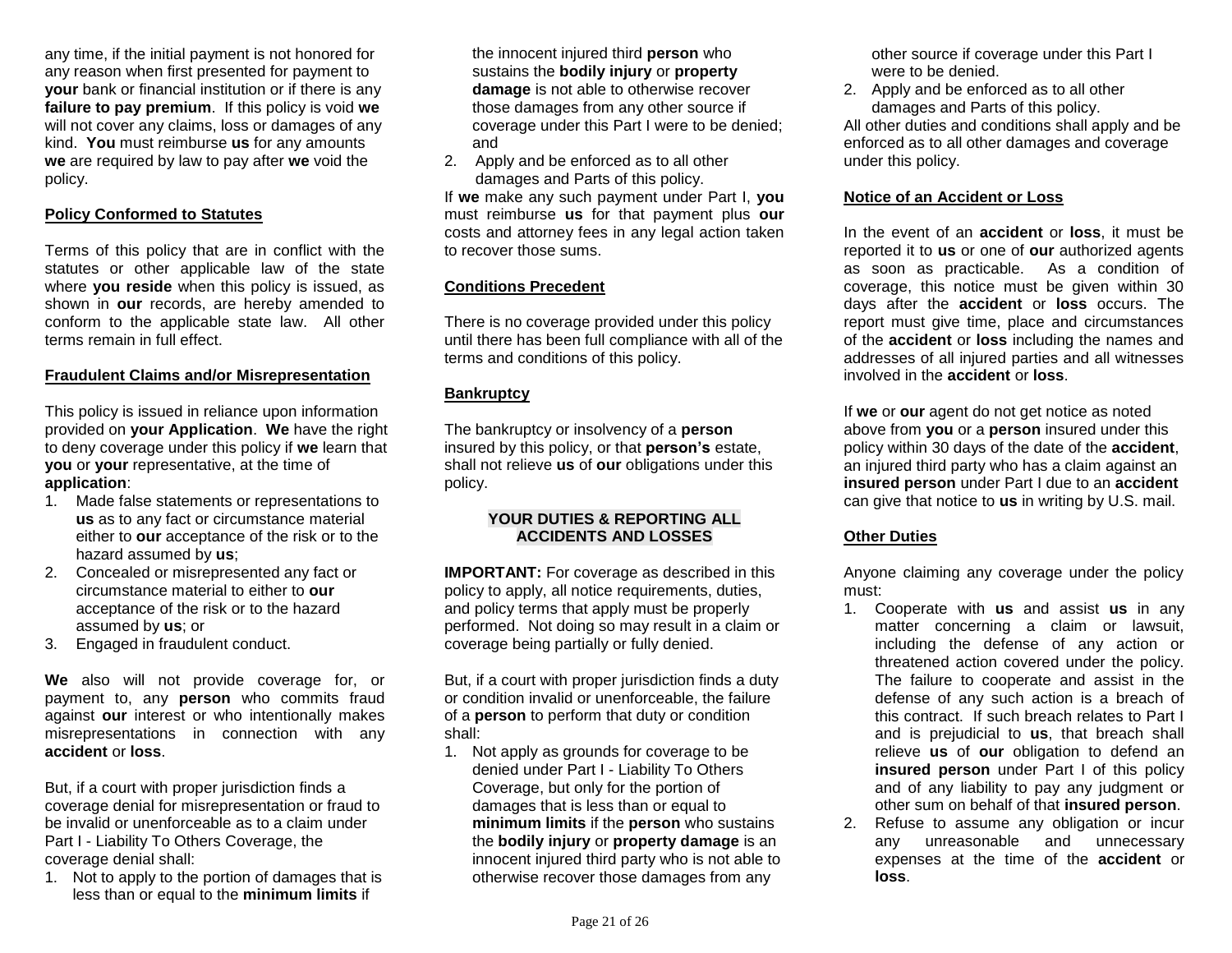any time, if the initial payment is not honored for any reason when first presented for payment to **your** bank or financial institution or if there is any **failure to pay premium**. If this policy is void **we** will not cover any claims, loss or damages of any kind. **You** must reimburse **us** for any amounts **we** are required by law to pay after **we** void the policy.

**Policy Conformed to Statutes**

Terms of this policy that are in conflict with the statutes or other applicable law of the state where **you reside** when this policy is issued, as shown in **our** records, are hereby amended to conform to the applicable state law. All other terms remain in full effect.

**Fraudulent Claims and/or Misrepresentation**

This policy is issued in reliance upon information provided on **your Application**. **We** have the right to deny coverage under this policy if **we** learn that **you** or **your** representative, at the time of **application**:

1. Made false statements or representations to **us** as to any fact or circumstance material either to **our** acceptance of the risk or to the hazard assumed by **us**;
2. Concealed or misrepresented any fact or circumstance material to either to **our** acceptance of the risk or to the hazard assumed by **us**; or
3. Engaged in fraudulent conduct.

**We** also will not provide coverage for, or payment to, any **person** who commits fraud against **our** interest or who intentionally makes misrepresentations in connection with any **accident** or **loss**.

But, if a court with proper jurisdiction finds a coverage denial for misrepresentation or fraud to be invalid or unenforceable as to a claim under Part I - Liability To Others Coverage, the coverage denial shall:

1. Not to apply to the portion of damages that is less than or equal to the **minimum limits** if the innocent injured third **person** who sustains the **bodily injury** or **property damage** is not able to otherwise recover those damages from any other source if coverage under this Part I were to be denied; and
2. Apply and be enforced as to all other damages and Parts of this policy.

If **we** make any such payment under Part I, **you** must reimburse **us** for that payment plus **our** costs and attorney fees in any legal action taken to recover those sums.

**Conditions Precedent**

There is no coverage provided under this policy until there has been full compliance with all of the terms and conditions of this policy.

**Bankruptcy**

The bankruptcy or insolvency of a **person** insured by this policy, or that **person's** estate, shall not relieve **us** of **our** obligations under this policy.

## YOUR DUTIES & REPORTING ALL ACCIDENTS AND LOSSES

**IMPORTANT:** For coverage as described in this policy to apply, all notice requirements, duties, and policy terms that apply must be properly performed. Not doing so may result in a claim or coverage being partially or fully denied.

But, if a court with proper jurisdiction finds a duty or condition invalid or unenforceable, the failure of a **person** to perform that duty or condition shall:

1. Not apply as grounds for coverage to be denied under Part I - Liability To Others Coverage, but only for the portion of damages that is less than or equal to **minimum limits** if the **person** who sustains the **bodily injury** or **property damage** is an innocent injured third party who is not able to otherwise recover those damages from any other source if coverage under this Part I were to be denied.
2. Apply and be enforced as to all other damages and Parts of this policy.

All other duties and conditions shall apply and be enforced as to all other damages and coverage under this policy.

**Notice of an Accident or Loss**

In the event of an **accident** or **loss**, it must be reported it to **us** or one of **our** authorized agents as soon as practicable. As a condition of coverage, this notice must be given within 30 days after the **accident** or **loss** occurs. The report must give time, place and circumstances of the **accident** or **loss** including the names and addresses of all injured parties and all witnesses involved in the **accident** or **loss**.

If **we** or **our** agent do not get notice as noted above from **you** or a **person** insured under this policy within 30 days of the date of the **accident**, an injured third party who has a claim against an **insured person** under Part I due to an **accident** can give that notice to **us** in writing by U.S. mail.

**Other Duties**

Anyone claiming any coverage under the policy must:

1. Cooperate with **us** and assist **us** in any matter concerning a claim or lawsuit, including the defense of any action or threatened action covered under the policy. The failure to cooperate and assist in the defense of any such action is a breach of this contract. If such breach relates to Part I and is prejudicial to **us**, that breach shall relieve **us** of **our** obligation to defend an **insured person** under Part I of this policy and of any liability to pay any judgment or other sum on behalf of that **insured person**.
2. Refuse to assume any obligation or incur any unreasonable and unnecessary expenses at the time of the **accident** or **loss**.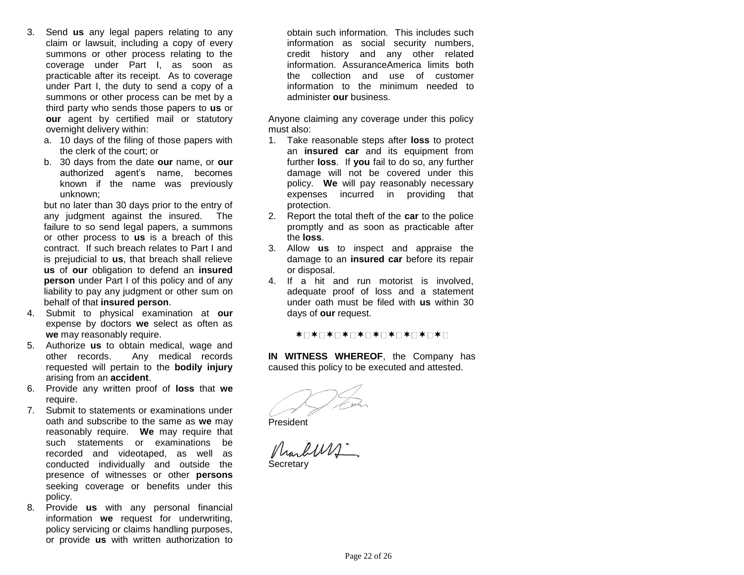3. Send **us** any legal papers relating to any claim or lawsuit, including a copy of every summons or other process relating to the coverage under Part I, as soon as practicable after its receipt. As to coverage under Part I, the duty to send a copy of a summons or other process can be met by a third party who sends those papers to **us** or **our** agent by certified mail or statutory overnight delivery within:
   a. 10 days of the filing of those papers with the clerk of the court; or
   b. 30 days from the date **our** name, or **our** authorized agent's name, becomes known if the name was previously unknown;

   but no later than 30 days prior to the entry of any judgment against the insured. The failure to so send legal papers, a summons or other process to **us** is a breach of this contract. If such breach relates to Part I and is prejudicial to **us**, that breach shall relieve **us** of **our** obligation to defend an **insured person** under Part I of this policy and of any liability to pay any judgment or other sum on behalf of that **insured person**.
4. Submit to physical examination at **our** expense by doctors **we** select as often as **we** may reasonably require.
5. Authorize **us** to obtain medical, wage and other records. Any medical records requested will pertain to the **bodily injury** arising from an **accident**.
6. Provide any written proof of **loss** that **we** require.
7. Submit to statements or examinations under oath and subscribe to the same as **we** may reasonably require. **We** may require that such statements or examinations be recorded and videotaped, as well as conducted individually and outside the presence of witnesses or other **persons** seeking coverage or benefits under this policy.
8. Provide **us** with any personal financial information **we** request for underwriting, policy servicing or claims handling purposes, or provide **us** with written authorization to obtain such information. This includes such information as social security numbers, credit history and any other related information. AssuranceAmerica limits both the collection and use of customer information to the minimum needed to administer **our** business.

Anyone claiming any coverage under this policy must also:

1. Take reasonable steps after **loss** to protect an **insured car** and its equipment from further **loss**. If **you** fail to do so, any further damage will not be covered under this policy. **We** will pay reasonably necessary expenses incurred in providing that protection.
2. Report the total theft of the **car** to the police promptly and as soon as practicable after the **loss**.
3. Allow **us** to inspect and appraise the damage to an **insured car** before its repair or disposal.
4. If a hit and run motorist is involved, adequate proof of loss and a statement under oath must be filed with **us** within 30 days of **our** request.

✶ ✶ ✶ ✶ ✶ ✶ ✶ ✶ ✶ ✶

**IN WITNESS WHEREOF**, the Company has caused this policy to be executed and attested.

President

Secretary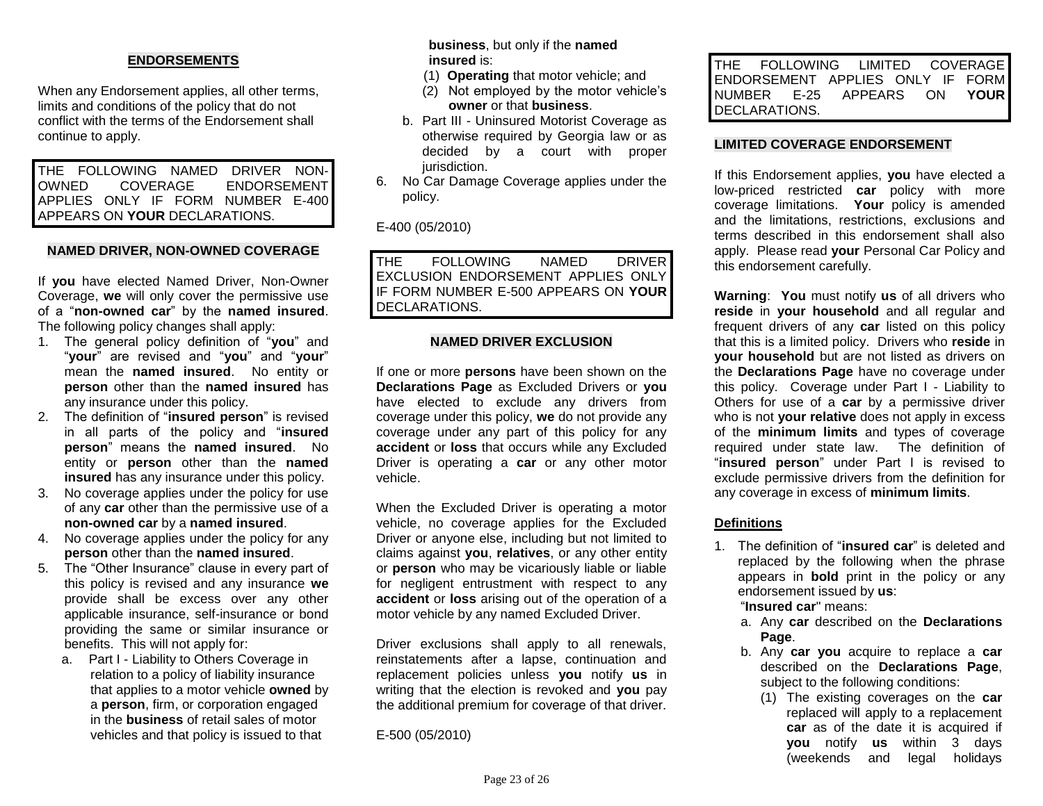## ENDORSEMENTS

When any Endorsement applies, all other terms, limits and conditions of the policy that do not conflict with the terms of the Endorsement shall continue to apply.

THE FOLLOWING NAMED DRIVER NON-OWNED COVERAGE ENDORSEMENT APPLIES ONLY IF FORM NUMBER E-400 APPEARS ON **YOUR** DECLARATIONS.

### NAMED DRIVER, NON-OWNED COVERAGE

If **you** have elected Named Driver, Non-Owner Coverage, **we** will only cover the permissive use of a "**non-owned car**" by the **named insured**. The following policy changes shall apply:

1. The general policy definition of "**you**" and "**your**" are revised and "**you**" and "**your**" mean the **named insured**. No entity or **person** other than the **named insured** has any insurance under this policy.
2. The definition of "**insured person**" is revised in all parts of the policy and "**insured person**" means the **named insured**. No entity or **person** other than the **named insured** has any insurance under this policy.
3. No coverage applies under the policy for use of any **car** other than the permissive use of a **non-owned car** by a **named insured**.
4. No coverage applies under the policy for any **person** other than the **named insured**.
5. The "Other Insurance" clause in every part of this policy is revised and any insurance **we** provide shall be excess over any other applicable insurance, self-insurance or bond providing the same or similar insurance or benefits. This will not apply for:
   a. Part I - Liability to Others Coverage in relation to a policy of liability insurance that applies to a motor vehicle **owned** by a **person**, firm, or corporation engaged in the **business** of retail sales of motor vehicles and that policy is issued to that **business**, but only if the **named insured** is:
      (1) **Operating** that motor vehicle; and
      (2) Not employed by the motor vehicle's **owner** or that **business**.
   b. Part III - Uninsured Motorist Coverage as otherwise required by Georgia law or as decided by a court with proper jurisdiction.
6. No Car Damage Coverage applies under the policy.

E-400 (05/2010)

THE FOLLOWING NAMED DRIVER EXCLUSION ENDORSEMENT APPLIES ONLY IF FORM NUMBER E-500 APPEARS ON **YOUR** DECLARATIONS.

### NAMED DRIVER EXCLUSION

If one or more **persons** have been shown on the **Declarations Page** as Excluded Drivers or **you** have elected to exclude any drivers from coverage under this policy, **we** do not provide any coverage under any part of this policy for any **accident** or **loss** that occurs while any Excluded Driver is operating a **car** or any other motor vehicle.

When the Excluded Driver is operating a motor vehicle, no coverage applies for the Excluded Driver or anyone else, including but not limited to claims against **you**, **relatives**, or any other entity or **person** who may be vicariously liable or liable for negligent entrustment with respect to any **accident** or **loss** arising out of the operation of a motor vehicle by any named Excluded Driver.

Driver exclusions shall apply to all renewals, reinstatements after a lapse, continuation and replacement policies unless **you** notify **us** in writing that the election is revoked and **you** pay the additional premium for coverage of that driver.

E-500 (05/2010)

THE FOLLOWING LIMITED COVERAGE ENDORSEMENT APPLIES ONLY IF FORM NUMBER E-25 APPEARS ON **YOUR** DECLARATIONS.

### LIMITED COVERAGE ENDORSEMENT

If this Endorsement applies, **you** have elected a low-priced restricted **car** policy with more coverage limitations. **Your** policy is amended and the limitations, restrictions, exclusions and terms described in this endorsement shall also apply. Please read **your** Personal Car Policy and this endorsement carefully.

**Warning**: **You** must notify **us** of all drivers who **reside** in **your household** and all regular and frequent drivers of any **car** listed on this policy that this is a limited policy. Drivers who **reside** in **your household** but are not listed as drivers on the **Declarations Page** have no coverage under this policy. Coverage under Part I - Liability to Others for use of a **car** by a permissive driver who is not **your relative** does not apply in excess of the **minimum limits** and types of coverage required under state law. The definition of "**insured person**" under Part I is revised to exclude permissive drivers from the definition for any coverage in excess of **minimum limits**.

#### Definitions

1. The definition of "**insured car**" is deleted and replaced by the following when the phrase appears in **bold** print in the policy or any endorsement issued by **us**:
   "**Insured car**" means:
   a. Any **car** described on the **Declarations Page**.
   b. Any **car you** acquire to replace a **car** described on the **Declarations Page**, subject to the following conditions:
      (1) The existing coverages on the **car** replaced will apply to a replacement **car** as of the date it is acquired if **you** notify **us** within 3 days (weekends and legal holidays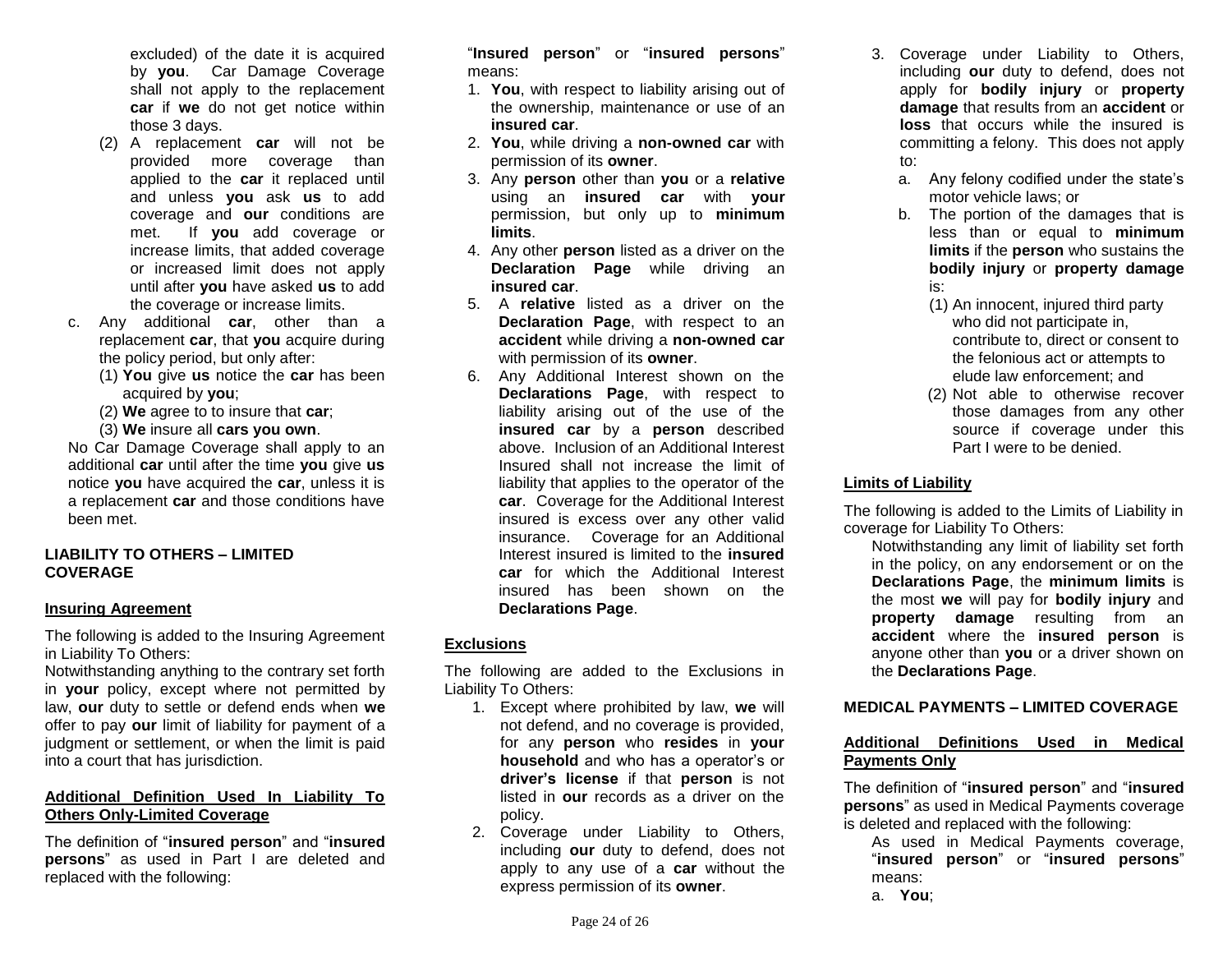excluded) of the date it is acquired by **you**. Car Damage Coverage shall not apply to the replacement **car** if **we** do not get notice within those 3 days.

(2) A replacement **car** will not be provided more coverage than applied to the **car** it replaced until and unless **you** ask **us** to add coverage and **our** conditions are met. If **you** add coverage or increase limits, that added coverage or increased limit does not apply until after **you** have asked **us** to add the coverage or increase limits.

c. Any additional **car**, other than a replacement **car**, that **you** acquire during the policy period, but only after:
   (1) **You** give **us** notice the **car** has been acquired by **you**;
   (2) **We** agree to to insure that **car**;
   (3) **We** insure all **cars you own**.

No Car Damage Coverage shall apply to an additional **car** until after the time **you** give **us** notice **you** have acquired the **car**, unless it is a replacement **car** and those conditions have been met.

## LIABILITY TO OTHERS – LIMITED COVERAGE

### Insuring Agreement

The following is added to the Insuring Agreement in Liability To Others:

Notwithstanding anything to the contrary set forth in **your** policy, except where not permitted by law, **our** duty to settle or defend ends when **we** offer to pay **our** limit of liability for payment of a judgment or settlement, or when the limit is paid into a court that has jurisdiction.

### Additional Definition Used In Liability To Others Only-Limited Coverage

The definition of "**insured person**" and "**insured persons**" as used in Part I are deleted and replaced with the following:

"**Insured person**" or "**insured persons**" means:

1. **You**, with respect to liability arising out of the ownership, maintenance or use of an **insured car**.
2. **You**, while driving a **non-owned car** with permission of its **owner**.
3. Any **person** other than **you** or a **relative** using an **insured car** with **your** permission, but only up to **minimum limits**.
4. Any other **person** listed as a driver on the **Declaration Page** while driving an **insured car**.
5. A **relative** listed as a driver on the **Declaration Page**, with respect to an **accident** while driving a **non-owned car** with permission of its **owner**.
6. Any Additional Interest shown on the **Declarations Page**, with respect to liability arising out of the use of the **insured car** by a **person** described above. Inclusion of an Additional Interest Insured shall not increase the limit of liability that applies to the operator of the **car**. Coverage for the Additional Interest insured is excess over any other valid insurance. Coverage for an Additional Interest insured is limited to the **insured car** for which the Additional Interest insured has been shown on the **Declarations Page**.

### Exclusions

The following are added to the Exclusions in Liability To Others:

1. Except where prohibited by law, **we** will not defend, and no coverage is provided, for any **person** who **resides** in **your household** and who has a operator's or **driver's license** if that **person** is not listed in **our** records as a driver on the policy.
2. Coverage under Liability to Others, including **our** duty to defend, does not apply to any use of a **car** without the express permission of its **owner**.
3. Coverage under Liability to Others, including **our** duty to defend, does not apply for **bodily injury** or **property damage** that results from an **accident** or **loss** that occurs while the insured is committing a felony. This does not apply to:
   a. Any felony codified under the state's motor vehicle laws; or
   b. The portion of the damages that is less than or equal to **minimum limits** if the **person** who sustains the **bodily injury** or **property damage** is:
      (1) An innocent, injured third party who did not participate in, contribute to, direct or consent to the felonious act or attempts to elude law enforcement; and
      (2) Not able to otherwise recover those damages from any other source if coverage under this Part I were to be denied.

### Limits of Liability

The following is added to the Limits of Liability in coverage for Liability To Others:

Notwithstanding any limit of liability set forth in the policy, on any endorsement or on the **Declarations Page**, the **minimum limits** is the most **we** will pay for **bodily injury** and **property damage** resulting from an **accident** where the **insured person** is anyone other than **you** or a driver shown on the **Declarations Page**.

## MEDICAL PAYMENTS – LIMITED COVERAGE

### Additional Definitions Used in Medical Payments Only

The definition of "**insured person**" and "**insured persons**" as used in Medical Payments coverage is deleted and replaced with the following:

As used in Medical Payments coverage, "**insured person**" or "**insured persons**" means:

a. **You**;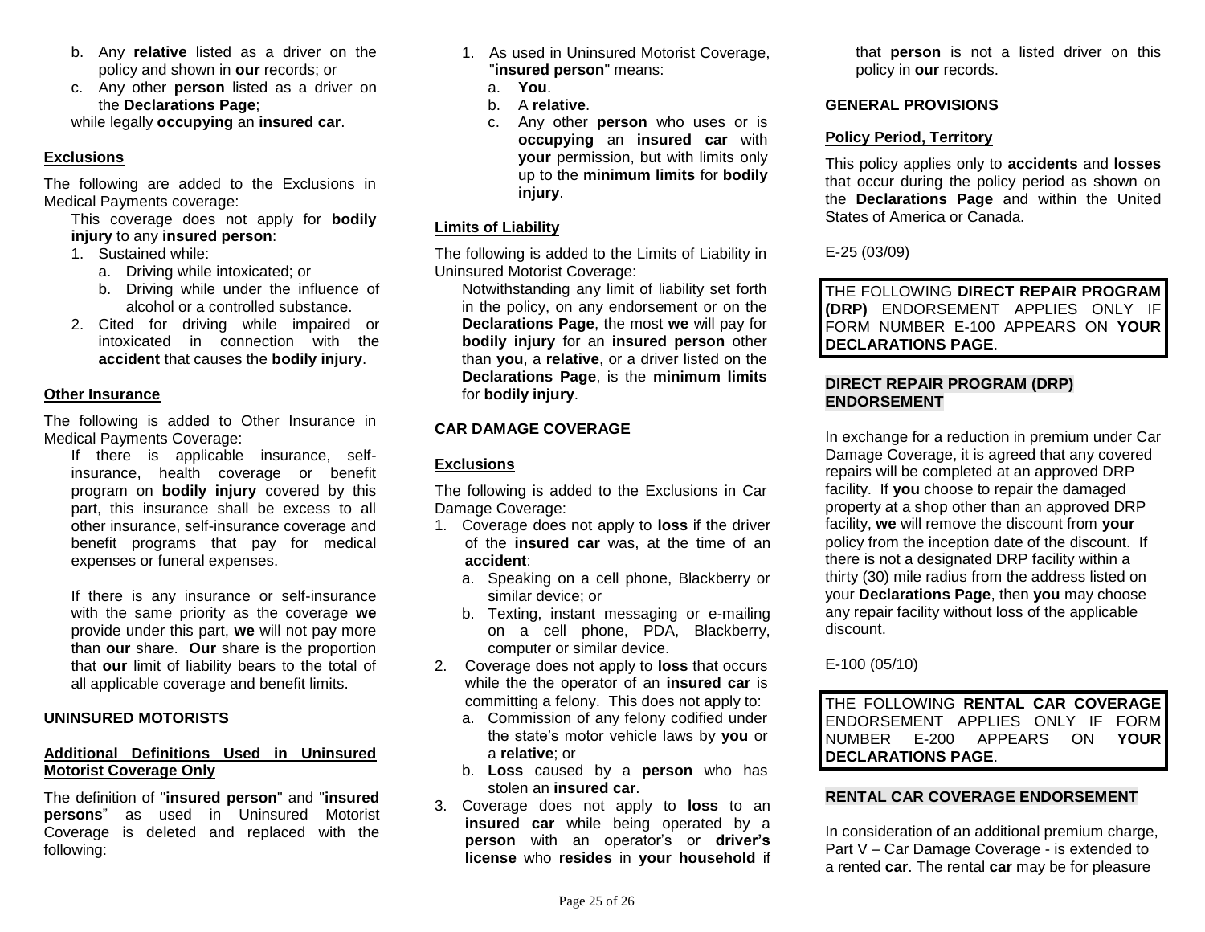b. Any **relative** listed as a driver on the policy and shown in **our** records; or
c. Any other **person** listed as a driver on the **Declarations Page**;

while legally **occupying** an **insured car**.

**Exclusions**

The following are added to the Exclusions in Medical Payments coverage:

This coverage does not apply for **bodily injury** to any **insured person**:

1. Sustained while:
   a. Driving while intoxicated; or
   b. Driving while under the influence of alcohol or a controlled substance.
2. Cited for driving while impaired or intoxicated in connection with the **accident** that causes the **bodily injury**.

**Other Insurance**

The following is added to Other Insurance in Medical Payments Coverage:

If there is applicable insurance, self-insurance, health coverage or benefit program on **bodily injury** covered by this part, this insurance shall be excess to all other insurance, self-insurance coverage and benefit programs that pay for medical expenses or funeral expenses.

If there is any insurance or self-insurance with the same priority as the coverage **we** provide under this part, **we** will not pay more than **our** share. **Our** share is the proportion that **our** limit of liability bears to the total of all applicable coverage and benefit limits.

**UNINSURED MOTORISTS**

**Additional Definitions Used in Uninsured Motorist Coverage Only**

The definition of "**insured person**" and "**insured persons**" as used in Uninsured Motorist Coverage is deleted and replaced with the following:

1. As used in Uninsured Motorist Coverage, "**insured person**" means:
   a. **You**.
   b. A **relative**.
   c. Any other **person** who uses or is **occupying** an **insured car** with **your** permission, but with limits only up to the **minimum limits** for **bodily injury**.

**Limits of Liability**

The following is added to the Limits of Liability in Uninsured Motorist Coverage:

Notwithstanding any limit of liability set forth in the policy, on any endorsement or on the **Declarations Page**, the most **we** will pay for **bodily injury** for an **insured person** other than **you**, a **relative**, or a driver listed on the **Declarations Page**, is the **minimum limits** for **bodily injury**.

**CAR DAMAGE COVERAGE**

**Exclusions**

The following is added to the Exclusions in Car Damage Coverage:

1. Coverage does not apply to **loss** if the driver of the **insured car** was, at the time of an **accident**:
   a. Speaking on a cell phone, Blackberry or similar device; or
   b. Texting, instant messaging or e-mailing on a cell phone, PDA, Blackberry, computer or similar device.
2. Coverage does not apply to **loss** that occurs while the the operator of an **insured car** is committing a felony. This does not apply to:
   a. Commission of any felony codified under the state's motor vehicle laws by **you** or a **relative**; or
   b. **Loss** caused by a **person** who has stolen an **insured car**.
3. Coverage does not apply to **loss** to an **insured car** while being operated by a **person** with an operator's or **driver's license** who **resides** in **your household** if that **person** is not a listed driver on this policy in **our** records.

**GENERAL PROVISIONS**

**Policy Period, Territory**

This policy applies only to **accidents** and **losses** that occur during the policy period as shown on the **Declarations Page** and within the United States of America or Canada.

E-25 (03/09)

THE FOLLOWING **DIRECT REPAIR PROGRAM (DRP)** ENDORSEMENT APPLIES ONLY IF FORM NUMBER E-100 APPEARS ON **YOUR DECLARATIONS PAGE**.

**DIRECT REPAIR PROGRAM (DRP) ENDORSEMENT**

In exchange for a reduction in premium under Car Damage Coverage, it is agreed that any covered repairs will be completed at an approved DRP facility. If **you** choose to repair the damaged property at a shop other than an approved DRP facility, **we** will remove the discount from **your** policy from the inception date of the discount. If there is not a designated DRP facility within a thirty (30) mile radius from the address listed on your **Declarations Page**, then **you** may choose any repair facility without loss of the applicable discount.

E-100 (05/10)

THE FOLLOWING **RENTAL CAR COVERAGE** ENDORSEMENT APPLIES ONLY IF FORM NUMBER E-200 APPEARS ON **YOUR DECLARATIONS PAGE**.

**RENTAL CAR COVERAGE ENDORSEMENT**

In consideration of an additional premium charge, Part V – Car Damage Coverage - is extended to a rented **car**. The rental **car** may be for pleasure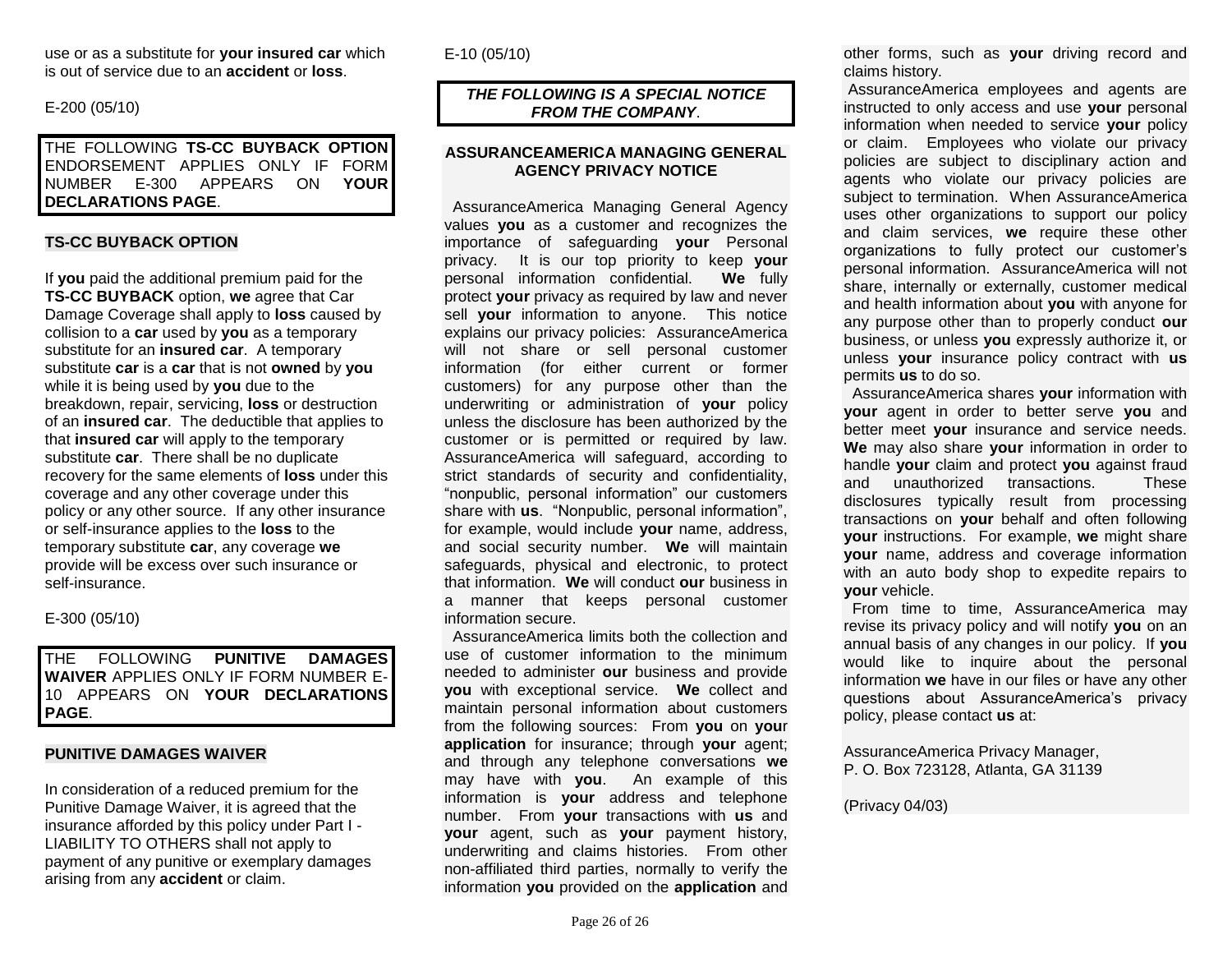use or as a substitute for **your insured car** which is out of service due to an **accident** or **loss**.

E-200 (05/10)

THE FOLLOWING **TS-CC BUYBACK OPTION** ENDORSEMENT APPLIES ONLY IF FORM NUMBER E-300 APPEARS ON **YOUR DECLARATIONS PAGE**.

**TS-CC BUYBACK OPTION**

If **you** paid the additional premium paid for the **TS-CC BUYBACK** option, **we** agree that Car Damage Coverage shall apply to **loss** caused by collision to a **car** used by **you** as a temporary substitute for an **insured car**. A temporary substitute **car** is a **car** that is not **owned** by **you** while it is being used by **you** due to the breakdown, repair, servicing, **loss** or destruction of an **insured car**. The deductible that applies to that **insured car** will apply to the temporary substitute **car**. There shall be no duplicate recovery for the same elements of **loss** under this coverage and any other coverage under this policy or any other source. If any other insurance or self-insurance applies to the **loss** to the temporary substitute **car**, any coverage **we** provide will be excess over such insurance or self-insurance.

E-300 (05/10)

THE FOLLOWING **PUNITIVE DAMAGES WAIVER** APPLIES ONLY IF FORM NUMBER E-10 APPEARS ON **YOUR DECLARATIONS PAGE**.

**PUNITIVE DAMAGES WAIVER**

In consideration of a reduced premium for the Punitive Damage Waiver, it is agreed that the insurance afforded by this policy under Part I - LIABILITY TO OTHERS shall not apply to payment of any punitive or exemplary damages arising from any **accident** or claim.

E-10 (05/10)

***THE FOLLOWING IS A SPECIAL NOTICE FROM THE COMPANY.***

**ASSURANCEAMERICA MANAGING GENERAL AGENCY PRIVACY NOTICE**

AssuranceAmerica Managing General Agency values **you** as a customer and recognizes the importance of safeguarding **your** Personal privacy. It is our top priority to keep **your** personal information confidential. **We** fully protect **your** privacy as required by law and never sell **your** information to anyone. This notice explains our privacy policies: AssuranceAmerica will not share or sell personal customer information (for either current or former customers) for any purpose other than the underwriting or administration of **your** policy unless the disclosure has been authorized by the customer or is permitted or required by law. AssuranceAmerica will safeguard, according to strict standards of security and confidentiality, "nonpublic, personal information" our customers share with **us**. "Nonpublic, personal information", for example, would include **your** name, address, and social security number. **We** will maintain safeguards, physical and electronic, to protect that information. **We** will conduct **our** business in a manner that keeps personal customer information secure.

AssuranceAmerica limits both the collection and use of customer information to the minimum needed to administer **our** business and provide **you** with exceptional service. **We** collect and maintain personal information about customers from the following sources: From **you** on **your application** for insurance; through **your** agent; and through any telephone conversations **we** may have with **you**. An example of this information is **your** address and telephone number. From **your** transactions with **us** and **your** agent, such as **your** payment history, underwriting and claims histories. From other non-affiliated third parties, normally to verify the information **you** provided on the **application** and other forms, such as **your** driving record and claims history.

AssuranceAmerica employees and agents are instructed to only access and use **your** personal information when needed to service **your** policy or claim. Employees who violate our privacy policies are subject to disciplinary action and agents who violate our privacy policies are subject to termination. When AssuranceAmerica uses other organizations to support our policy and claim services, **we** require these other organizations to fully protect our customer's personal information. AssuranceAmerica will not share, internally or externally, customer medical and health information about **you** with anyone for any purpose other than to properly conduct **our** business, or unless **you** expressly authorize it, or unless **your** insurance policy contract with **us** permits **us** to do so.

AssuranceAmerica shares **your** information with **your** agent in order to better serve **you** and better meet **your** insurance and service needs. **We** may also share **your** information in order to handle **your** claim and protect **you** against fraud and unauthorized transactions. These disclosures typically result from processing transactions on **your** behalf and often following **your** instructions. For example, **we** might share **your** name, address and coverage information with an auto body shop to expedite repairs to **your** vehicle.

From time to time, AssuranceAmerica may revise its privacy policy and will notify **you** on an annual basis of any changes in our policy. If **you** would like to inquire about the personal information **we** have in our files or have any other questions about AssuranceAmerica's privacy policy, please contact **us** at:

AssuranceAmerica Privacy Manager,
P. O. Box 723128, Atlanta, GA 31139

(Privacy 04/03)